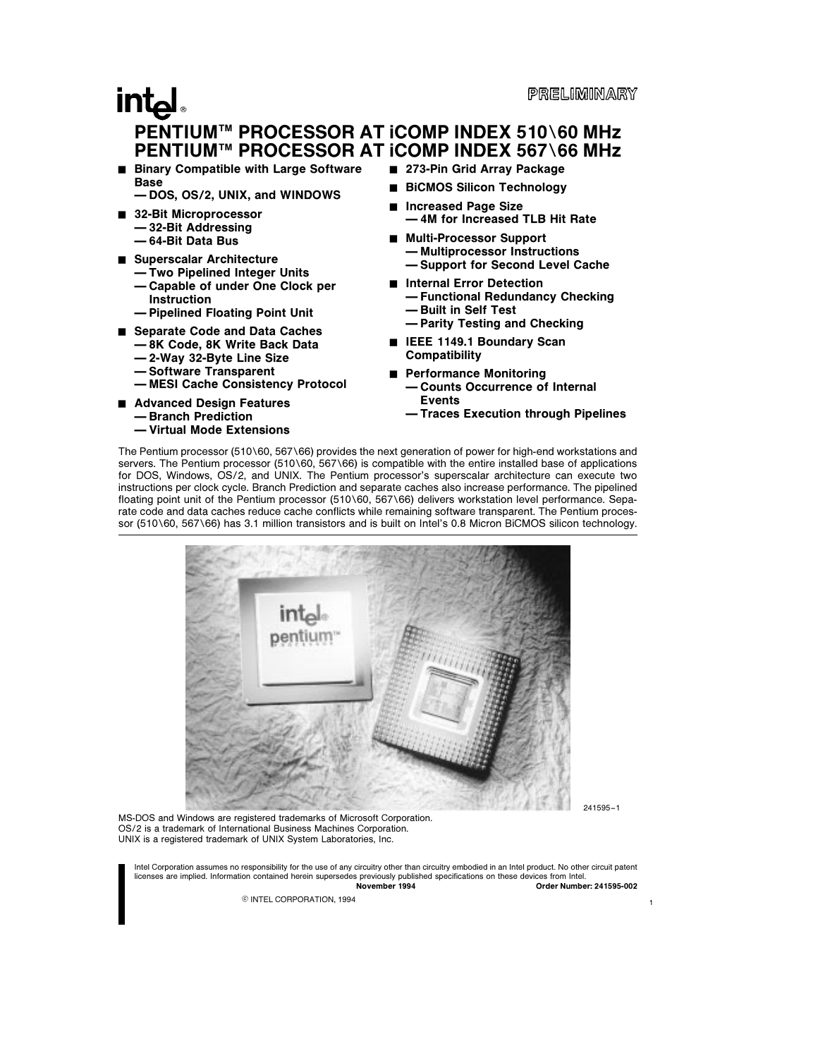PRELIMINARY

# PENTIUM™ PROCESSOR AT iCOMP INDEX 510\60 MHz
# PENTIUM™ PROCESSOR AT iCOMP INDEX 567\66 MHz

- **Binary Compatible with Large Software Base**
  - **— DOS, OS/2, UNIX, and WINDOWS**
- **32-Bit Microprocessor**
  - **— 32-Bit Addressing**
  - **— 64-Bit Data Bus**
- **Superscalar Architecture**
  - **— Two Pipelined Integer Units**
  - **— Capable of under One Clock per Instruction**
  - **— Pipelined Floating Point Unit**
- **Separate Code and Data Caches**
  - **— 8K Code, 8K Write Back Data**
  - **— 2-Way 32-Byte Line Size**
  - **— Software Transparent**
  - **— MESI Cache Consistency Protocol**
- **Advanced Design Features**
  - **— Branch Prediction**
  - **— Virtual Mode Extensions**
- **273-Pin Grid Array Package**
- **BiCMOS Silicon Technology**
- **Increased Page Size**
  - **— 4M for Increased TLB Hit Rate**
- **Multi-Processor Support**
  - **— Multiprocessor Instructions**
  - **— Support for Second Level Cache**
- **Internal Error Detection**
  - **— Functional Redundancy Checking**
  - **— Built in Self Test**
  - **— Parity Testing and Checking**
- **IEEE 1149.1 Boundary Scan Compatibility**
- **Performance Monitoring**
  - **— Counts Occurrence of Internal Events**
  - **— Traces Execution through Pipelines**

The Pentium processor (510\60, 567\66) provides the next generation of power for high-end workstations and servers. The Pentium processor (510\60, 567\66) is compatible with the entire installed base of applications for DOS, Windows, OS/2, and UNIX. The Pentium processor's superscalar architecture can execute two instructions per clock cycle. Branch Prediction and separate caches also increase performance. The pipelined floating point unit of the Pentium processor (510\60, 567\66) delivers workstation level performance. Separate code and data caches reduce cache conflicts while remaining software transparent. The Pentium processor (510\60, 567\66) has 3.1 million transistors and is built on Intel's 0.8 Micron BiCMOS silicon technology.

241595–1

MS-DOS and Windows are registered trademarks of Microsoft Corporation.
OS/2 is a trademark of International Business Machines Corporation.
UNIX is a registered trademark of UNIX System Laboratories, Inc.

Intel Corporation assumes no responsibility for the use of any circuitry other than circuitry embodied in an Intel product. No other circuit patent licenses are implied. Information contained herein supersedes previously published specifications on these devices from Intel.

**November 1994** **Order Number: 241595-002**

© INTEL CORPORATION, 1994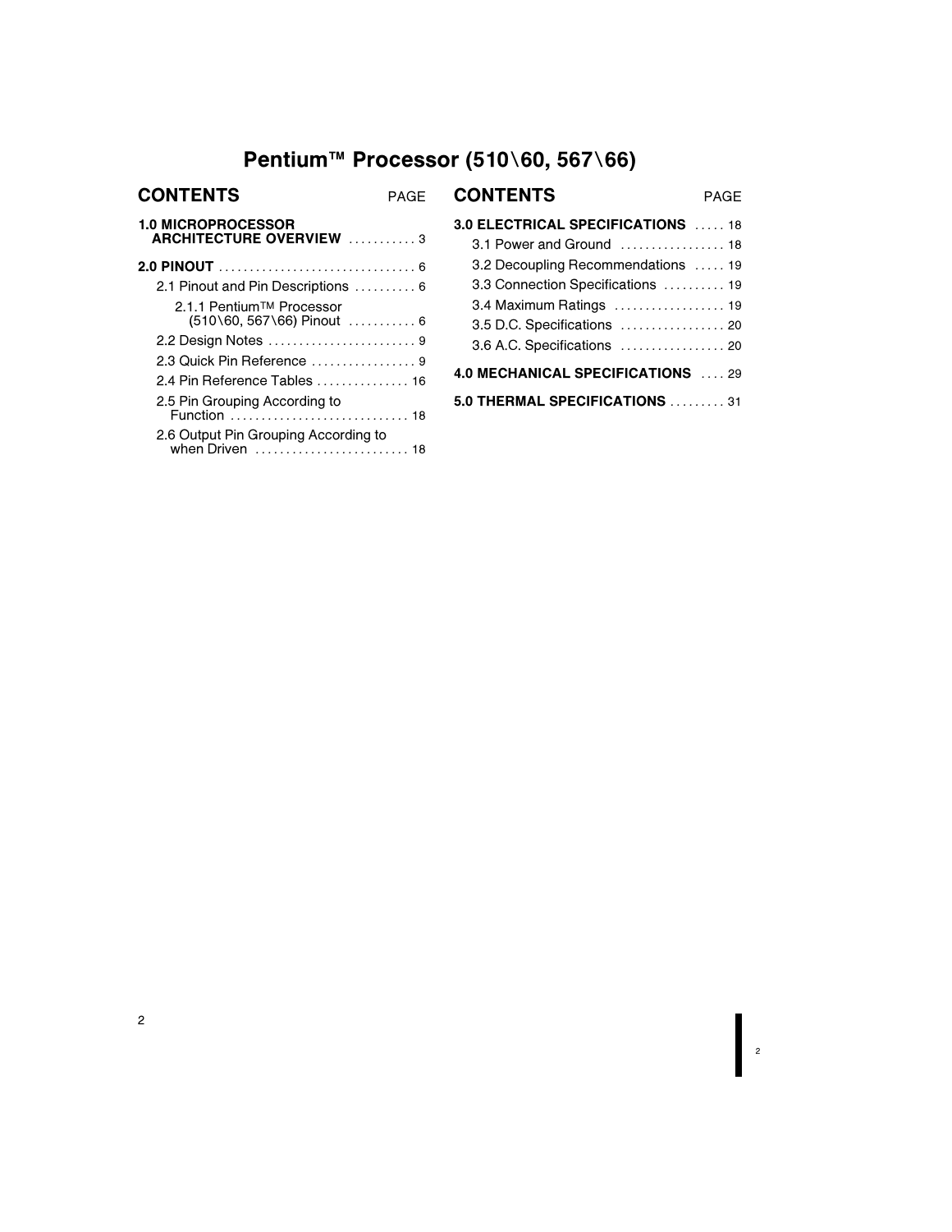# Pentium™ Processor (510\60, 567\66)

## CONTENTS

| CONTENTS | PAGE |
|---|---|
| **1.0 MICROPROCESSOR ARCHITECTURE OVERVIEW** | 3 |
| **2.0 PINOUT** | 6 |
| 2.1 Pinout and Pin Descriptions | 6 |
| 2.1.1 Pentium™ Processor (510\60, 567\66) Pinout | 6 |
| 2.2 Design Notes | 9 |
| 2.3 Quick Pin Reference | 9 |
| 2.4 Pin Reference Tables | 16 |
| 2.5 Pin Grouping According to Function | 18 |
| 2.6 Output Pin Grouping According to when Driven | 18 |
| **3.0 ELECTRICAL SPECIFICATIONS** | 18 |
| 3.1 Power and Ground | 18 |
| 3.2 Decoupling Recommendations | 19 |
| 3.3 Connection Specifications | 19 |
| 3.4 Maximum Ratings | 19 |
| 3.5 D.C. Specifications | 20 |
| 3.6 A.C. Specifications | 20 |
| **4.0 MECHANICAL SPECIFICATIONS** | 29 |
| **5.0 THERMAL SPECIFICATIONS** | 31 |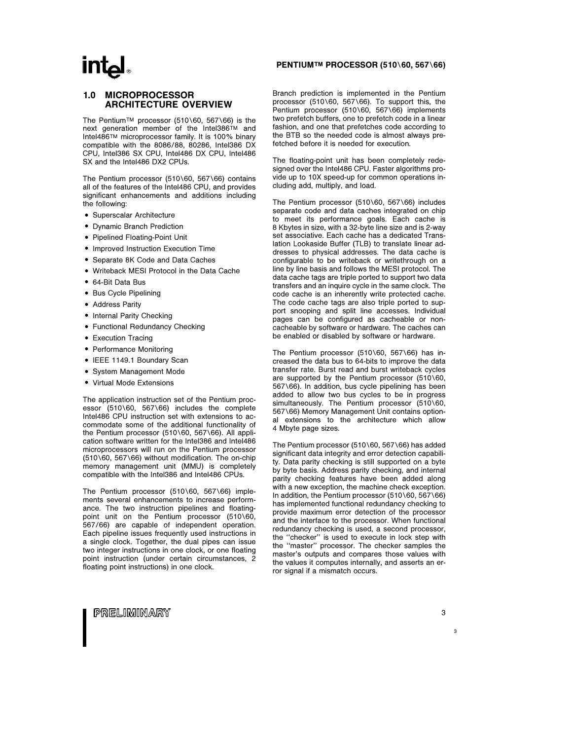## 1.0 MICROPROCESSOR ARCHITECTURE OVERVIEW

The Pentium™ processor (510\60, 567\66) is the next generation member of the Intel386™ and Intel486™ microprocessor family. It is 100% binary compatible with the 8086/88, 80286, Intel386 DX CPU, Intel386 SX CPU, Intel486 DX CPU, Intel486 SX and the Intel486 DX2 CPUs.

The Pentium processor (510\60, 567\66) contains all of the features of the Intel486 CPU, and provides significant enhancements and additions including the following:

- Superscalar Architecture
- Dynamic Branch Prediction
- Pipelined Floating-Point Unit
- Improved Instruction Execution Time
- Separate 8K Code and Data Caches
- Writeback MESI Protocol in the Data Cache
- 64-Bit Data Bus
- Bus Cycle Pipelining
- Address Parity
- Internal Parity Checking
- Functional Redundancy Checking
- Execution Tracing
- Performance Monitoring
- IEEE 1149.1 Boundary Scan
- System Management Mode
- Virtual Mode Extensions

The application instruction set of the Pentium processor (510\60, 567\66) includes the complete Intel486 CPU instruction set with extensions to accommodate some of the additional functionality of the Pentium processor (510\60, 567\66). All application software written for the Intel386 and Intel486 microprocessors will run on the Pentium processor (510\60, 567\66) without modification. The on-chip memory management unit (MMU) is completely compatible with the Intel386 and Intel486 CPUs.

The Pentium processor (510\60, 567\66) implements several enhancements to increase performance. The two instruction pipelines and floating-point unit on the Pentium processor (510\60, 567/66) are capable of independent operation. Each pipeline issues frequently used instructions in a single clock. Together, the dual pipes can issue two integer instructions in one clock, or one floating point instruction (under certain circumstances, 2 floating point instructions) in one clock.

Branch prediction is implemented in the Pentium processor (510\60, 567\66). To support this, the Pentium processor (510\60, 567\66) implements two prefetch buffers, one to prefetch code in a linear fashion, and one that prefetches code according to the BTB so the needed code is almost always prefetched before it is needed for execution.

The floating-point unit has been completely redesigned over the Intel486 CPU. Faster algorithms provide up to 10X speed-up for common operations including add, multiply, and load.

The Pentium processor (510\60, 567\66) includes separate code and data caches integrated on chip to meet its performance goals. Each cache is 8 Kbytes in size, with a 32-byte line size and is 2-way set associative. Each cache has a dedicated Translation Lookaside Buffer (TLB) to translate linear addresses to physical addresses. The data cache is configurable to be writeback or writethrough on a line by line basis and follows the MESI protocol. The data cache tags are triple ported to support two data transfers and an inquire cycle in the same clock. The code cache is an inherently write protected cache. The code cache tags are also triple ported to support snooping and split line accesses. Individual pages can be configured as cacheable or noncacheable by software or hardware. The caches can be enabled or disabled by software or hardware.

The Pentium processor (510\60, 567\66) has increased the data bus to 64-bits to improve the data transfer rate. Burst read and burst writeback cycles are supported by the Pentium processor (510\60, 567\66). In addition, bus cycle pipelining has been added to allow two bus cycles to be in progress simultaneously. The Pentium processor (510\60, 567\66) Memory Management Unit contains optional extensions to the architecture which allow 4 Mbyte page sizes.

The Pentium processor (510\60, 567\66) has added significant data integrity and error detection capability. Data parity checking is still supported on a byte by byte basis. Address parity checking, and internal parity checking features have been added along with a new exception, the machine check exception. In addition, the Pentium processor (510\60, 567\66) has implemented functional redundancy checking to provide maximum error detection of the processor and the interface to the processor. When functional redundancy checking is used, a second processor, the "checker" is used to execute in lock step with the "master" processor. The checker samples the master's outputs and compares those values with the values it computes internally, and asserts an error signal if a mismatch occurs.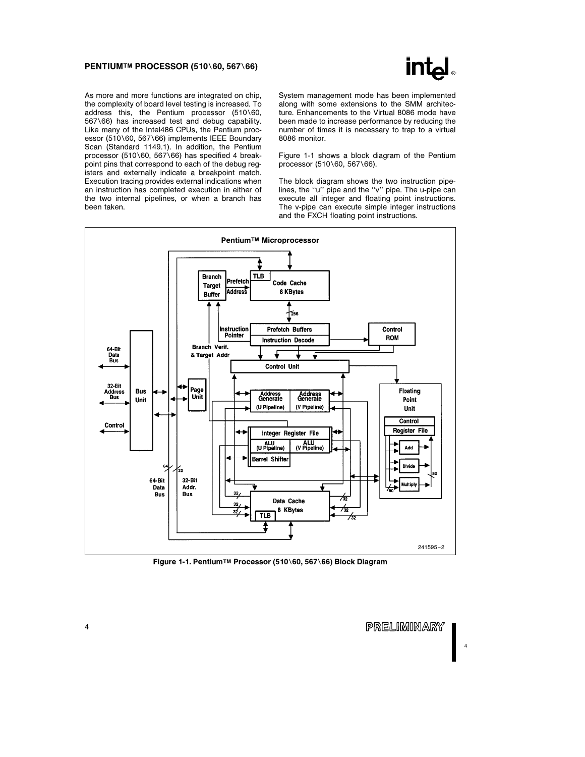As more and more functions are integrated on chip, the complexity of board level testing is increased. To address this, the Pentium processor (510\60, 567\66) has increased test and debug capability. Like many of the Intel486 CPUs, the Pentium processor (510\60, 567\66) implements IEEE Boundary Scan (Standard 1149.1). In addition, the Pentium processor (510\60, 567\66) has specified 4 breakpoint pins that correspond to each of the debug registers and externally indicate a breakpoint match. Execution tracing provides external indications when an instruction has completed execution in either of the two internal pipelines, or when a branch has been taken.

System management mode has been implemented along with some extensions to the SMM architecture. Enhancements to the Virtual 8086 mode have been made to increase performance by reducing the number of times it is necessary to trap to a virtual 8086 monitor.

Figure 1-1 shows a block diagram of the Pentium processor (510\60, 567\66).

The block diagram shows the two instruction pipelines, the "u" pipe and the "v" pipe. The u-pipe can execute all integer and floating point instructions. The v-pipe can execute simple integer instructions and the FXCH floating point instructions.

**Figure 1-1. Pentium™ Processor (510\60, 567\66) Block Diagram**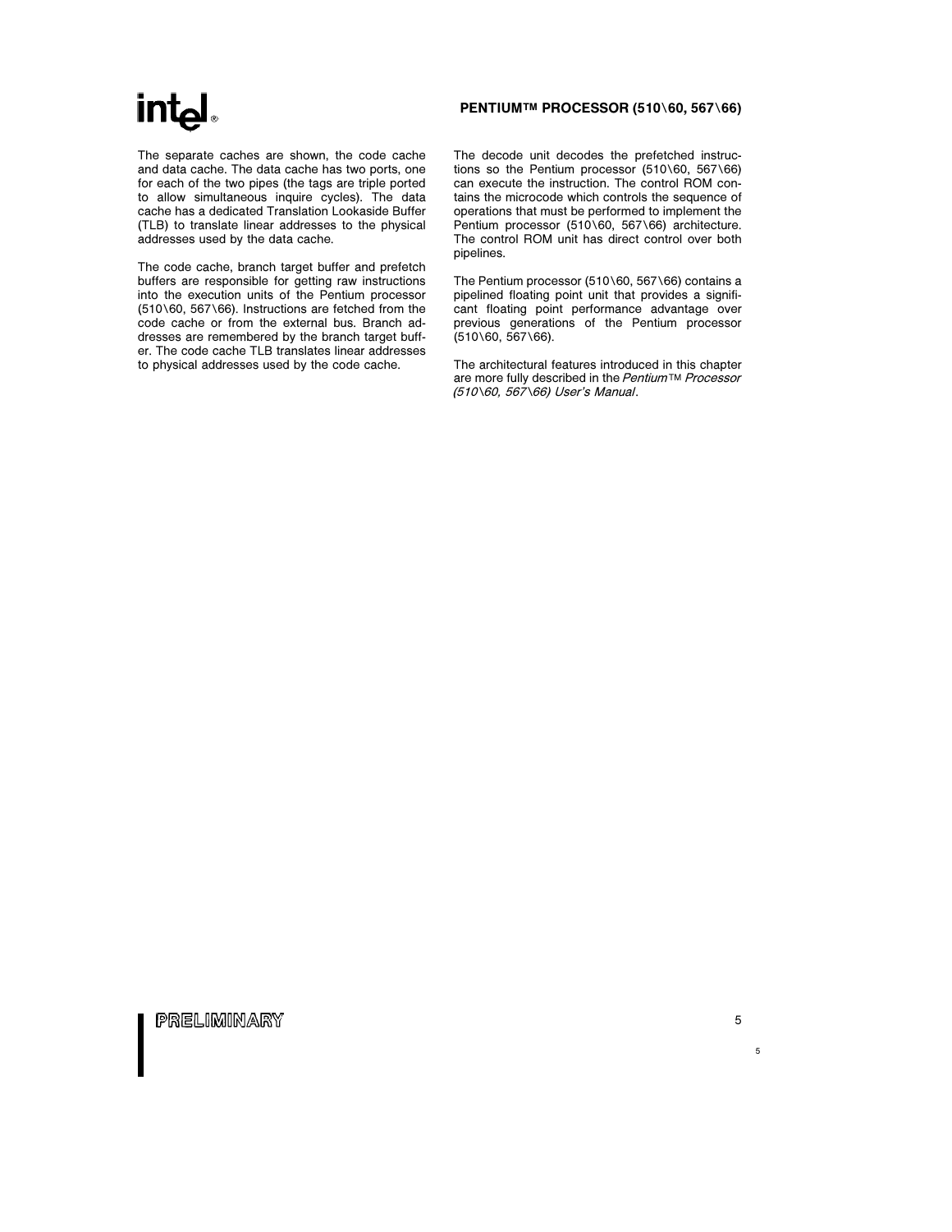The separate caches are shown, the code cache and data cache. The data cache has two ports, one for each of the two pipes (the tags are triple ported to allow simultaneous inquire cycles). The data cache has a dedicated Translation Lookaside Buffer (TLB) to translate linear addresses to the physical addresses used by the data cache.

The code cache, branch target buffer and prefetch buffers are responsible for getting raw instructions into the execution units of the Pentium processor (510\60, 567\66). Instructions are fetched from the code cache or from the external bus. Branch addresses are remembered by the branch target buffer. The code cache TLB translates linear addresses to physical addresses used by the code cache.

The decode unit decodes the prefetched instructions so the Pentium processor (510\60, 567\66) can execute the instruction. The control ROM contains the microcode which controls the sequence of operations that must be performed to implement the Pentium processor (510\60, 567\66) architecture. The control ROM unit has direct control over both pipelines.

The Pentium processor (510\60, 567\66) contains a pipelined floating point unit that provides a significant floating point performance advantage over previous generations of the Pentium processor (510\60, 567\66).

The architectural features introduced in this chapter are more fully described in the *Pentium™ Processor (510\60, 567\66) User's Manual*.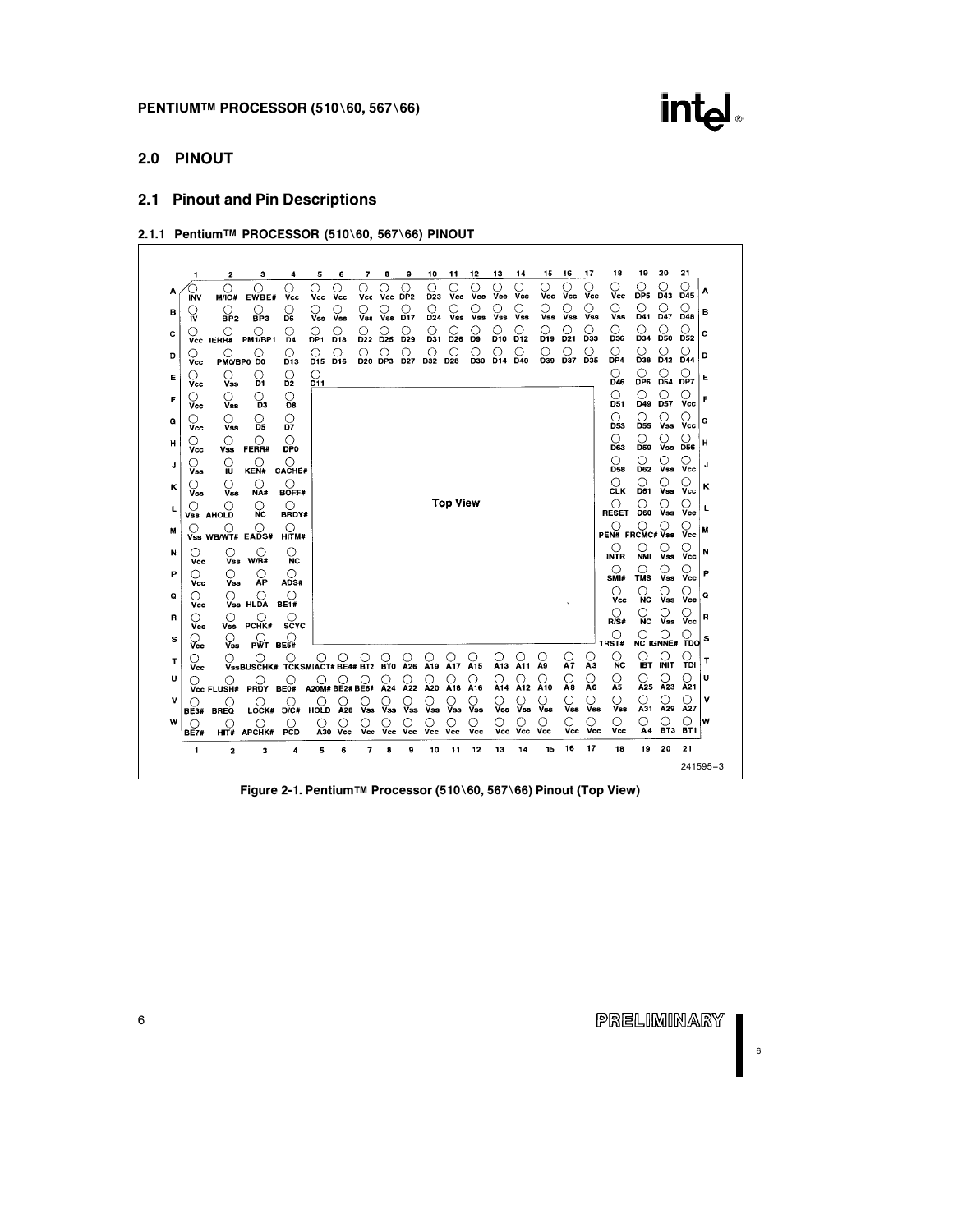## 2.0 PINOUT

## 2.1 Pinout and Pin Descriptions

### 2.1.1 Pentium™ PROCESSOR (510\60, 567\66) PINOUT

| | 1 | 2 | 3 | 4 | 5 | 6 | 7 | 8 | 9 | 10 | 11 | 12 | 13 | 14 | 15 | 16 | 17 | 18 | 19 | 20 | 21 | |
|---|---|---|---|---|---|---|---|---|---|---|---|---|---|---|---|---|---|---|---|---|---|---|
| A | INV | M/IO# | EWBE# | Vcc | Vcc | Vcc | Vcc | Vcc | DP2 | D23 | Vcc | Vcc | Vcc | Vcc | Vcc | Vcc | Vcc | Vcc | DP5 | D43 | D45 | A |
| B | IV | BP2 | BP3 | D6 | Vss | Vss | Vss | Vss | D17 | D24 | Vss | Vss | Vss | Vss | Vss | Vss | Vss | Vss | D41 | D47 | D48 | B |
| C | Vcc | IERR# | PM1/BP1 | D4 | DP1 | D18 | D22 | D25 | D29 | D31 | D26 | D9 | D10 | D12 | D19 | D21 | D33 | D36 | D34 | D50 | D52 | C |
| D | Vcc | PM0/BP0 | D0 | D13 | D15 | D16 | D20 | DP3 | D27 | D32 | D28 | D30 | D14 | D40 | D39 | D37 | D35 | DP4 | D38 | D42 | D44 | D |
| E | Vcc | Vss | D1 | D2 | D11 | | | | | | | | | | | | | D46 | DP6 | D54 | DP7 | E |
| F | Vcc | Vss | D3 | D8 | | | | | | | | | | | | | | D51 | D49 | D57 | Vcc | F |
| G | Vcc | Vss | D5 | D7 | | | | | | | | | | | | | | D53 | D55 | Vss | Vcc | G |
| H | Vcc | Vss | FERR# | DP0 | | | | | | | | | | | | | | D63 | D59 | Vss | D56 | H |
| J | Vss | IU | KEN# | CACHE# | | | | | | | | | | | | | | D58 | D62 | Vss | Vcc | J |
| K | Vss | Vss | NA# | BOFF# | | | | | | | | | | | | | | CLK | D61 | Vss | Vcc | K |
| L | Vss | AHOLD | NC | BRDY# | | | | | | | | Top View | | | | | | RESET | D60 | Vss | Vcc | L |
| M | Vss | WB/WT# | EADS# | HITM# | | | | | | | | | | | | | | PEN# | FRCMC# | Vss | Vcc | M |
| N | Vcc | Vss | W/R# | NC | | | | | | | | | | | | | | INTR | NMI | Vss | Vcc | N |
| P | Vcc | Vss | AP | ADS# | | | | | | | | | | | | | | SMI# | TMS | Vss | Vcc | P |
| Q | Vcc | Vss | HLDA | BE1# | | | | | | | | | | | | | | Vcc | NC | Vss | Vcc | Q |
| R | Vcc | Vss | PCHK# | SCYC | | | | | | | | | | | | | | R/S# | NC | Vss | Vcc | R |
| S | Vcc | Vss | PWT | BE5# | | | | | | | | | | | | | | TRST# | NC | IGNNE# | TDO | S |
| T | Vcc | Vss | BUSCHK# | TCK | SMIACT# | BE4# | BT2 | BT0 | A26 | A19 | A17 | A15 | A13 | A11 | A9 | A7 | A3 | NC | IBT | INIT | TDI | T |
| U | Vcc | FLUSH# | PRDY | BE0# | A20M# | BE2# | BE6# | A24 | A22 | A20 | A18 | A16 | A14 | A12 | A10 | A8 | A6 | A5 | A25 | A23 | A21 | U |
| V | BE3# | BREQ | LOCK# | D/C# | HOLD | A28 | Vss | Vss | Vss | Vss | Vss | Vss | Vss | Vss | Vss | Vss | Vss | Vss | A31 | A29 | A27 | V |
| W | BE7# | HIT# | APCHK# | PCD | A30 | Vcc | Vcc | Vcc | Vcc | Vcc | Vcc | Vcc | Vcc | Vcc | Vcc | Vcc | Vcc | Vcc | A4 | BT3 | BT1 | W |
| | 1 | 2 | 3 | 4 | 5 | 6 | 7 | 8 | 9 | 10 | 11 | 12 | 13 | 14 | 15 | 16 | 17 | 18 | 19 | 20 | 21 | |

241595–3

Figure 2-1. Pentium™ Processor (510\60, 567\66) Pinout (Top View)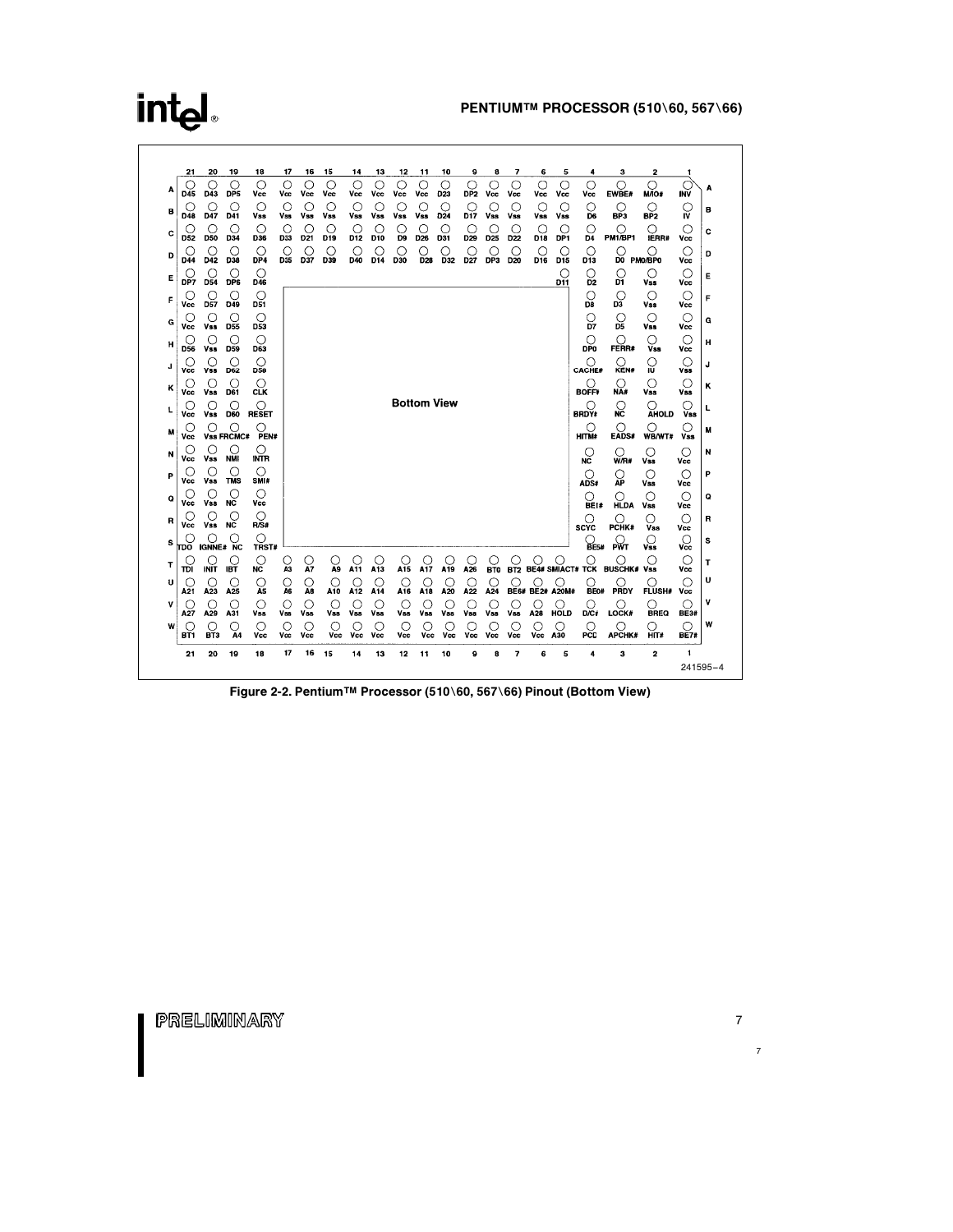| | 21 | 20 | 19 | 18 | 17 | 16 | 15 | 14 | 13 | 12 | 11 | 10 | 9 | 8 | 7 | 6 | 5 | 4 | 3 | 2 | 1 | |
|---|---|---|---|---|---|---|---|---|---|---|---|---|---|---|---|---|---|---|---|---|---|---|
| A | D45 | D43 | DP5 | Vcc | Vcc | Vcc | Vcc | Vcc | Vcc | Vcc | Vcc | D23 | DP2 | Vcc | Vcc | Vcc | Vcc | Vcc | EWBE# | M/IO# | INV | A |
| B | D48 | D47 | D41 | Vss | Vss | Vss | Vss | Vss | Vss | Vss | Vss | D24 | D17 | Vss | Vss | Vss | Vss | D6 | BP3 | BP2 | IV | B |
| C | D52 | D50 | D34 | D36 | D33 | D21 | D19 | D12 | D10 | D9 | D26 | D31 | D29 | D25 | D22 | D18 | DP1 | D4 | PM1/BP1 | IERR# | Vcc | C |
| D | D44 | D42 | D38 | DP4 | D35 | D37 | D39 | D40 | D14 | D30 | D28 | D32 | D27 | DP3 | D20 | D16 | D15 | D13 | D0 | PM0/BP0 | Vcc | D |
| E | DP7 | D54 | DP6 | D46 | | | | | | | | | | | | | D11 | D2 | D1 | Vss | Vcc | E |
| F | Vcc | D57 | D49 | D51 | | | | | | | | | | | | | | D8 | D3 | Vss | Vcc | F |
| G | Vcc | Vss | D55 | D53 | | | | | | | | | | | | | | D7 | D5 | Vss | Vcc | G |
| H | D56 | Vss | D59 | D63 | | | | | | | | | | | | | | DP0 | FERR# | Vss | Vcc | H |
| J | Vcc | Vss | D62 | D58 | | | | | | | | | | | | | | CACHE# | KEN# | IU | Vss | J |
| K | Vcc | Vss | D61 | CLK | | | | | | | | | | | | | | BOFF# | NA# | Vss | Vss | K |
| L | Vcc | Vss | D60 | RESET | | | | | | | Bottom View | | | | | | | BRDY# | NC | AHOLD | Vss | L |
| M | Vcc | Vss | FRCMC# | PEN# | | | | | | | | | | | | | | HITM# | EADS# | WB/WT# | Vss | M |
| N | Vcc | Vss | NMI | INTR | | | | | | | | | | | | | | NC | W/R# | Vss | Vcc | N |
| P | Vcc | Vss | TMS | SMI# | | | | | | | | | | | | | | ADS# | AP | Vss | Vcc | P |
| Q | Vcc | Vss | NC | Vcc | | | | | | | | | | | | | | BE1# | HLDA | Vss | Vcc | Q |
| R | Vcc | Vss | NC | R/S# | | | | | | | | | | | | | | SCYC | PCHK# | Vss | Vcc | R |
| S | TDO | IGNNE# | NC | TRST# | | | | | | | | | | | | | | BE5# | PWT | Vss | Vcc | S |
| T | TDI | INIT | IBT | NC | A3 | A7 | A9 | A11 | A13 | A15 | A17 | A19 | A26 | BT0 | BT2 | BE4# | SMIACT# | TCK | BUSCHK# | Vss | Vcc | T |
| U | A21 | A23 | A25 | A5 | A6 | A8 | A10 | A12 | A14 | A16 | A18 | A20 | A22 | A24 | BE6# | BE2# | A20M# | BE0# | PRDY | FLUSH# | Vcc | U |
| V | A27 | A29 | A31 | Vss | Vss | Vss | Vss | Vss | Vss | Vss | Vss | Vss | Vss | Vss | Vss | A28 | HOLD | D/C# | LOCK# | BREQ | BE3# | V |
| W | BT1 | BT3 | A4 | Vcc | Vcc | Vcc | Vcc | Vcc | Vcc | Vcc | Vcc | Vcc | Vcc | Vcc | Vcc | Vcc | A30 | PCD | APCHK# | HIT# | BE7# | W |
| | 21 | 20 | 19 | 18 | 17 | 16 | 15 | 14 | 13 | 12 | 11 | 10 | 9 | 8 | 7 | 6 | 5 | 4 | 3 | 2 | 1 | |

241595–4

**Figure 2-2. Pentium™ Processor (510\60, 567\66) Pinout (Bottom View)**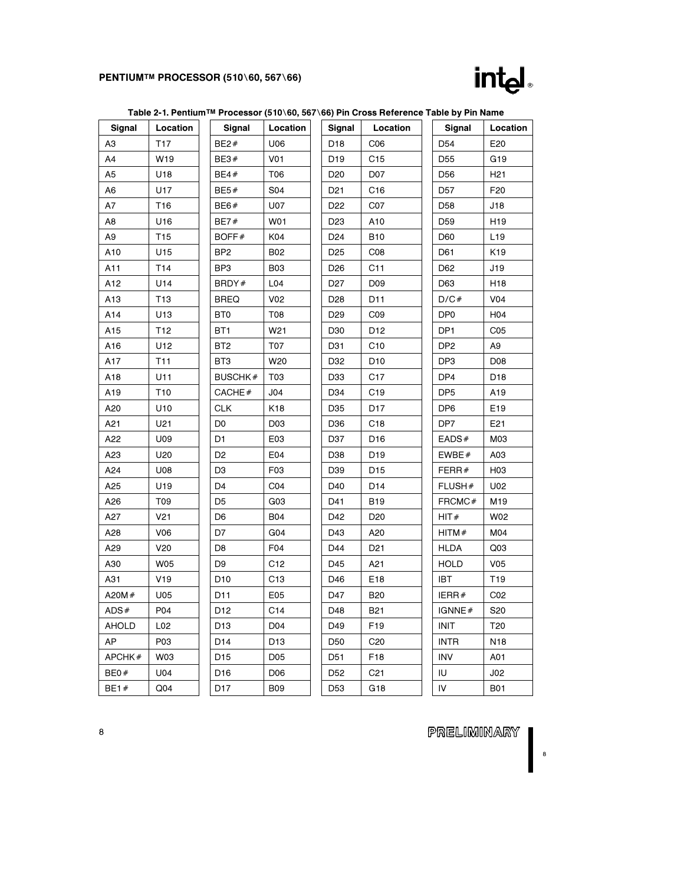**Table 2-1. Pentium™ Processor (510\60, 567\66) Pin Cross Reference Table by Pin Name**

| Signal | Location | Signal | Location | Signal | Location | Signal | Location |
|---|---|---|---|---|---|---|---|
| A3 | T17 | BE2# | U06 | D18 | C06 | D54 | E20 |
| A4 | W19 | BE3# | V01 | D19 | C15 | D55 | G19 |
| A5 | U18 | BE4# | T06 | D20 | D07 | D56 | H21 |
| A6 | U17 | BE5# | S04 | D21 | C16 | D57 | F20 |
| A7 | T16 | BE6# | U07 | D22 | C07 | D58 | J18 |
| A8 | U16 | BE7# | W01 | D23 | A10 | D59 | H19 |
| A9 | T15 | BOFF# | K04 | D24 | B10 | D60 | L19 |
| A10 | U15 | BP2 | B02 | D25 | C08 | D61 | K19 |
| A11 | T14 | BP3 | B03 | D26 | C11 | D62 | J19 |
| A12 | U14 | BRDY# | L04 | D27 | D09 | D63 | H18 |
| A13 | T13 | BREQ | V02 | D28 | D11 | D/C# | V04 |
| A14 | U13 | BT0 | T08 | D29 | C09 | DP0 | H04 |
| A15 | T12 | BT1 | W21 | D30 | D12 | DP1 | C05 |
| A16 | U12 | BT2 | T07 | D31 | C10 | DP2 | A9 |
| A17 | T11 | BT3 | W20 | D32 | D10 | DP3 | D08 |
| A18 | U11 | BUSCHK# | T03 | D33 | C17 | DP4 | D18 |
| A19 | T10 | CACHE# | J04 | D34 | C19 | DP5 | A19 |
| A20 | U10 | CLK | K18 | D35 | D17 | DP6 | E19 |
| A21 | U21 | D0 | D03 | D36 | C18 | DP7 | E21 |
| A22 | U09 | D1 | E03 | D37 | D16 | EADS# | M03 |
| A23 | U20 | D2 | E04 | D38 | D19 | EWBE# | A03 |
| A24 | U08 | D3 | F03 | D39 | D15 | FERR# | H03 |
| A25 | U19 | D4 | C04 | D40 | D14 | FLUSH# | U02 |
| A26 | T09 | D5 | G03 | D41 | B19 | FRCMC# | M19 |
| A27 | V21 | D6 | B04 | D42 | D20 | HIT# | W02 |
| A28 | V06 | D7 | G04 | D43 | A20 | HITM# | M04 |
| A29 | V20 | D8 | F04 | D44 | D21 | HLDA | Q03 |
| A30 | W05 | D9 | C12 | D45 | A21 | HOLD | V05 |
| A31 | V19 | D10 | C13 | D46 | E18 | IBT | T19 |
| A20M# | U05 | D11 | E05 | D47 | B20 | IERR# | C02 |
| ADS# | P04 | D12 | C14 | D48 | B21 | IGNNE# | S20 |
| AHOLD | L02 | D13 | D04 | D49 | F19 | INIT | T20 |
| AP | P03 | D14 | D13 | D50 | C20 | INTR | N18 |
| APCHK# | W03 | D15 | D05 | D51 | F18 | INV | A01 |
| BE0# | U04 | D16 | D06 | D52 | C21 | IU | J02 |
| BE1# | Q04 | D17 | B09 | D53 | G18 | IV | B01 |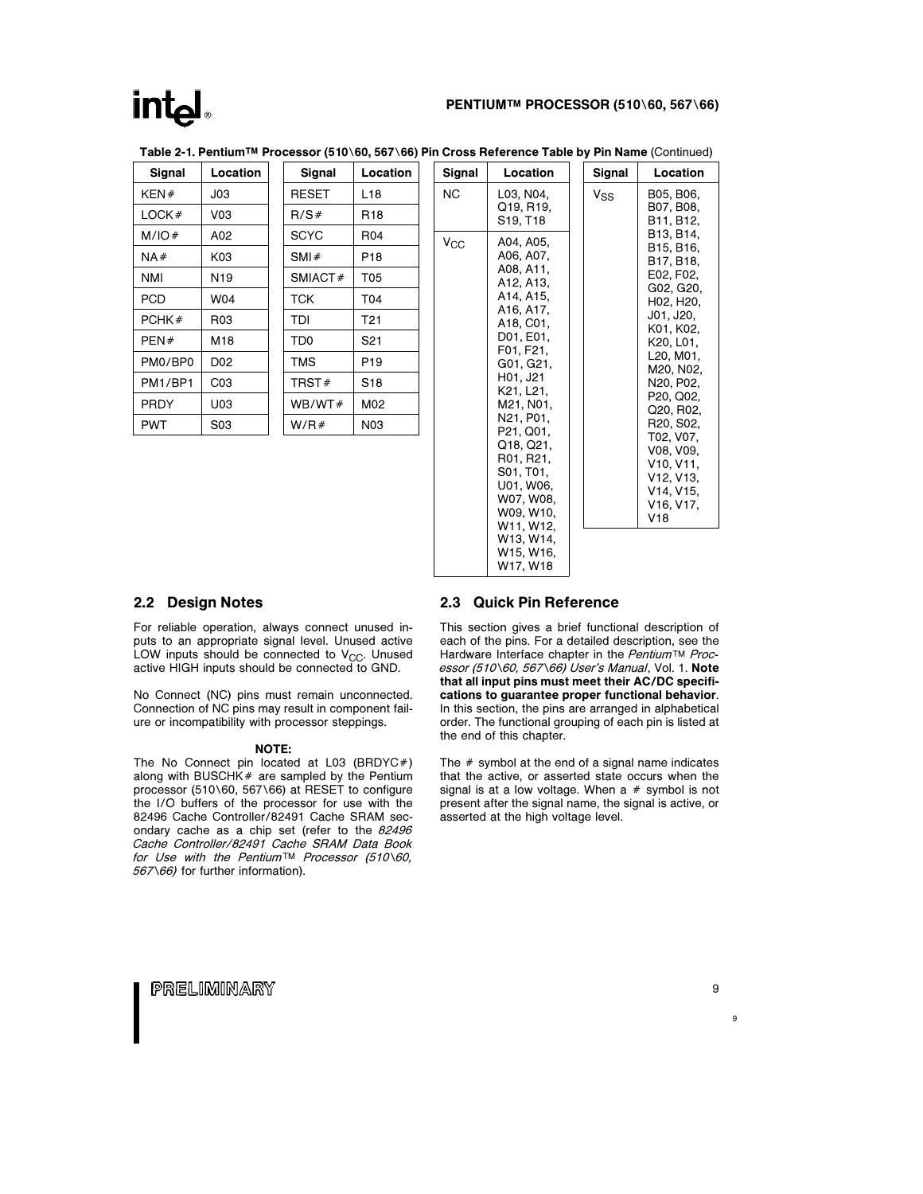**Table 2-1. Pentium™ Processor (510\60, 567\66) Pin Cross Reference Table by Pin Name** (Continued)

| Signal | Location | Signal | Location | Signal | Location | Signal | Location |
|---|---|---|---|---|---|---|---|
| KEN# | J03 | RESET | L18 | NC | L03, N04, Q19, R19, S19, T18 | $V_{SS}$ | B05, B06, B07, B08, B11, B12, B13, B14, B15, B16, B17, B18, E02, F02, G02, G20, H02, H20, J01, J20, K01, K02, K20, L01, L20, M01, M20, N02, N20, P02, P20, Q02, Q20, R02, R20, S02, T02, V07, V08, V09, V10, V11, V12, V13, V14, V15, V16, V17, V18 |
| LOCK# | V03 | R/S# | R18 | $V_{CC}$ | A04, A05, A06, A07, A08, A11, A12, A13, A14, A15, A16, A17, A18, C01, D01, E01, F01, F21, G01, G21, H01, J21 K21, L21, M21, N01, N21, P01, P21, Q01, Q18, Q21, R01, R21, S01, T01, U01, W06, W07, W08, W09, W10, W11, W12, W13, W14, W15, W16, W17, W18 | | |
| M/IO# | A02 | SCYC | R04 | | | | |
| NA# | K03 | SMI# | P18 | | | | |
| NMI | N19 | SMIACT# | T05 | | | | |
| PCD | W04 | TCK | T04 | | | | |
| PCHK# | R03 | TDI | T21 | | | | |
| PEN# | M18 | TD0 | S21 | | | | |
| PM0/BP0 | D02 | TMS | P19 | | | | |
| PM1/BP1 | C03 | TRST# | S18 | | | | |
| PRDY | U03 | WB/WT# | M02 | | | | |
| PWT | S03 | W/R# | N03 | | | | |

## 2.2 Design Notes

For reliable operation, always connect unused inputs to an appropriate signal level. Unused active LOW inputs should be connected to $V_{CC}$. Unused active HIGH inputs should be connected to GND.

No Connect (NC) pins must remain unconnected. Connection of NC pins may result in component failure or incompatibility with processor steppings.

**NOTE:**

The No Connect pin located at L03 (BRDYC#) along with BUSCHK# are sampled by the Pentium processor (510\60, 567\66) at RESET to configure the I/O buffers of the processor for use with the 82496 Cache Controller/82491 Cache SRAM secondary cache as a chip set (refer to the *82496 Cache Controller/82491 Cache SRAM Data Book for Use with the Pentium™ Processor (510\60, 567\66)* for further information).

## 2.3 Quick Pin Reference

This section gives a brief functional description of each of the pins. For a detailed description, see the Hardware Interface chapter in the *Pentium™ Processor (510\60, 567\66) User's Manual*, Vol. 1. **Note that all input pins must meet their AC/DC specifications to guarantee proper functional behavior**. In this section, the pins are arranged in alphabetical order. The functional grouping of each pin is listed at the end of this chapter.

The # symbol at the end of a signal name indicates that the active, or asserted state occurs when the signal is at a low voltage. When a # symbol is not present after the signal name, the signal is active, or asserted at the high voltage level.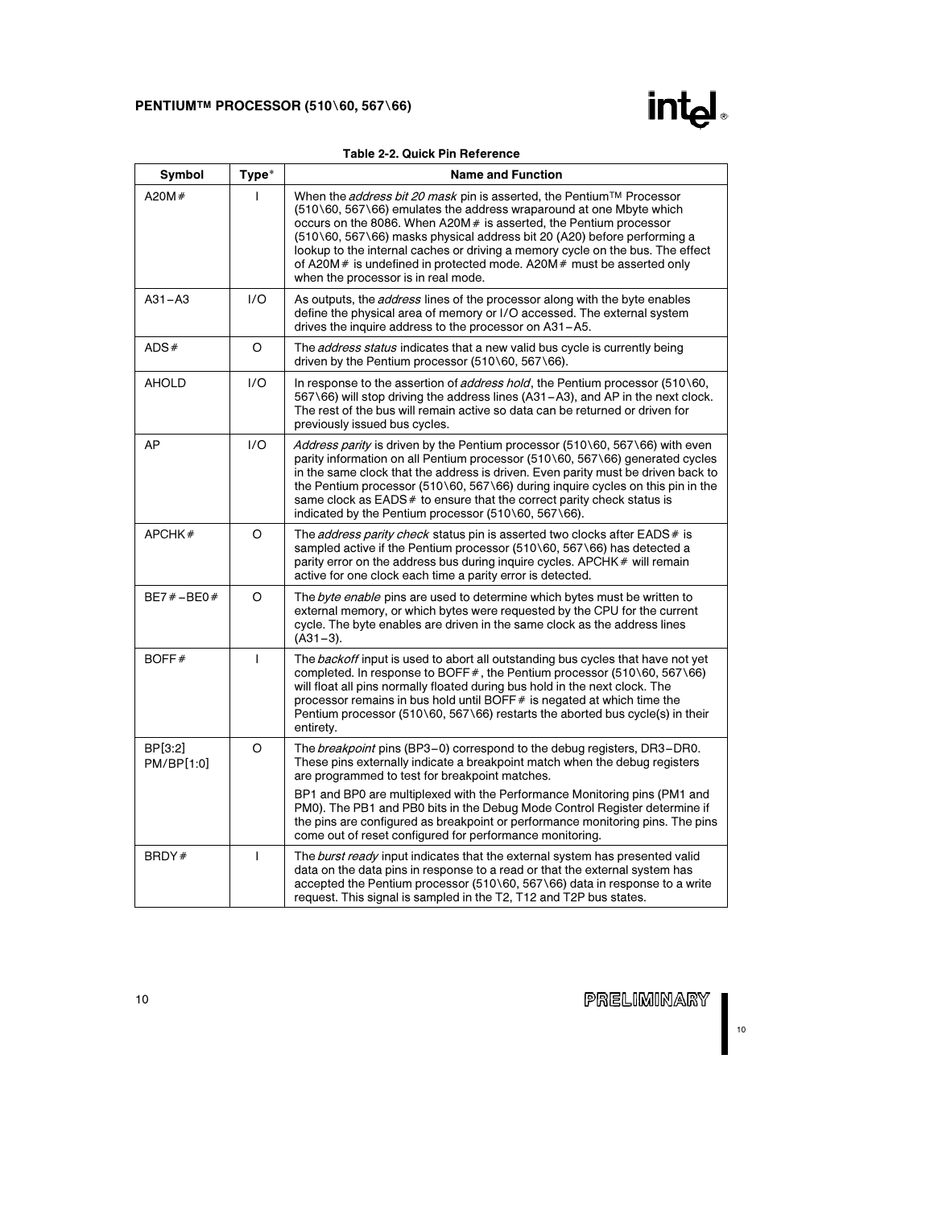**Table 2-2. Quick Pin Reference**

| Symbol | Type* | Name and Function |
|---|---|---|
| A20M# | I | When the *address bit 20 mask* pin is asserted, the Pentium™ Processor (510\60, 567\66) emulates the address wraparound at one Mbyte which occurs on the 8086. When A20M# is asserted, the Pentium processor (510\60, 567\66) masks physical address bit 20 (A20) before performing a lookup to the internal caches or driving a memory cycle on the bus. The effect of A20M# is undefined in protected mode. A20M# must be asserted only when the processor is in real mode. |
| A31–A3 | I/O | As outputs, the *address* lines of the processor along with the byte enables define the physical area of memory or I/O accessed. The external system drives the inquire address to the processor on A31–A5. |
| ADS# | O | The *address status* indicates that a new valid bus cycle is currently being driven by the Pentium processor (510\60, 567\66). |
| AHOLD | I/O | In response to the assertion of *address hold*, the Pentium processor (510\60, 567\66) will stop driving the address lines (A31–A3), and AP in the next clock. The rest of the bus will remain active so data can be returned or driven for previously issued bus cycles. |
| AP | I/O | *Address parity* is driven by the Pentium processor (510\60, 567\66) with even parity information on all Pentium processor (510\60, 567\66) generated cycles in the same clock that the address is driven. Even parity must be driven back to the Pentium processor (510\60, 567\66) during inquire cycles on this pin in the same clock as EADS# to ensure that the correct parity check status is indicated by the Pentium processor (510\60, 567\66). |
| APCHK# | O | The *address parity check* status pin is asserted two clocks after EADS# is sampled active if the Pentium processor (510\60, 567\66) has detected a parity error on the address bus during inquire cycles. APCHK# will remain active for one clock each time a parity error is detected. |
| BE7#–BE0# | O | The *byte enable* pins are used to determine which bytes must be written to external memory, or which bytes were requested by the CPU for the current cycle. The byte enables are driven in the same clock as the address lines (A31–3). |
| BOFF# | I | The *backoff* input is used to abort all outstanding bus cycles that have not yet completed. In response to BOFF#, the Pentium processor (510\60, 567\66) will float all pins normally floated during bus hold in the next clock. The processor remains in bus hold until BOFF# is negated at which time the Pentium processor (510\60, 567\66) restarts the aborted bus cycle(s) in their entirety. |
| BP[3:2] PM/BP[1:0] | O | The *breakpoint* pins (BP3–0) correspond to the debug registers, DR3–DR0. These pins externally indicate a breakpoint match when the debug registers are programmed to test for breakpoint matches. <br><br> BP1 and BP0 are multiplexed with the Performance Monitoring pins (PM1 and PM0). The PB1 and PB0 bits in the Debug Mode Control Register determine if the pins are configured as breakpoint or performance monitoring pins. The pins come out of reset configured for performance monitoring. |
| BRDY# | I | The *burst ready* input indicates that the external system has presented valid data on the data pins in response to a read or that the external system has accepted the Pentium processor (510\60, 567\66) data in response to a write request. This signal is sampled in the T2, T12 and T2P bus states. |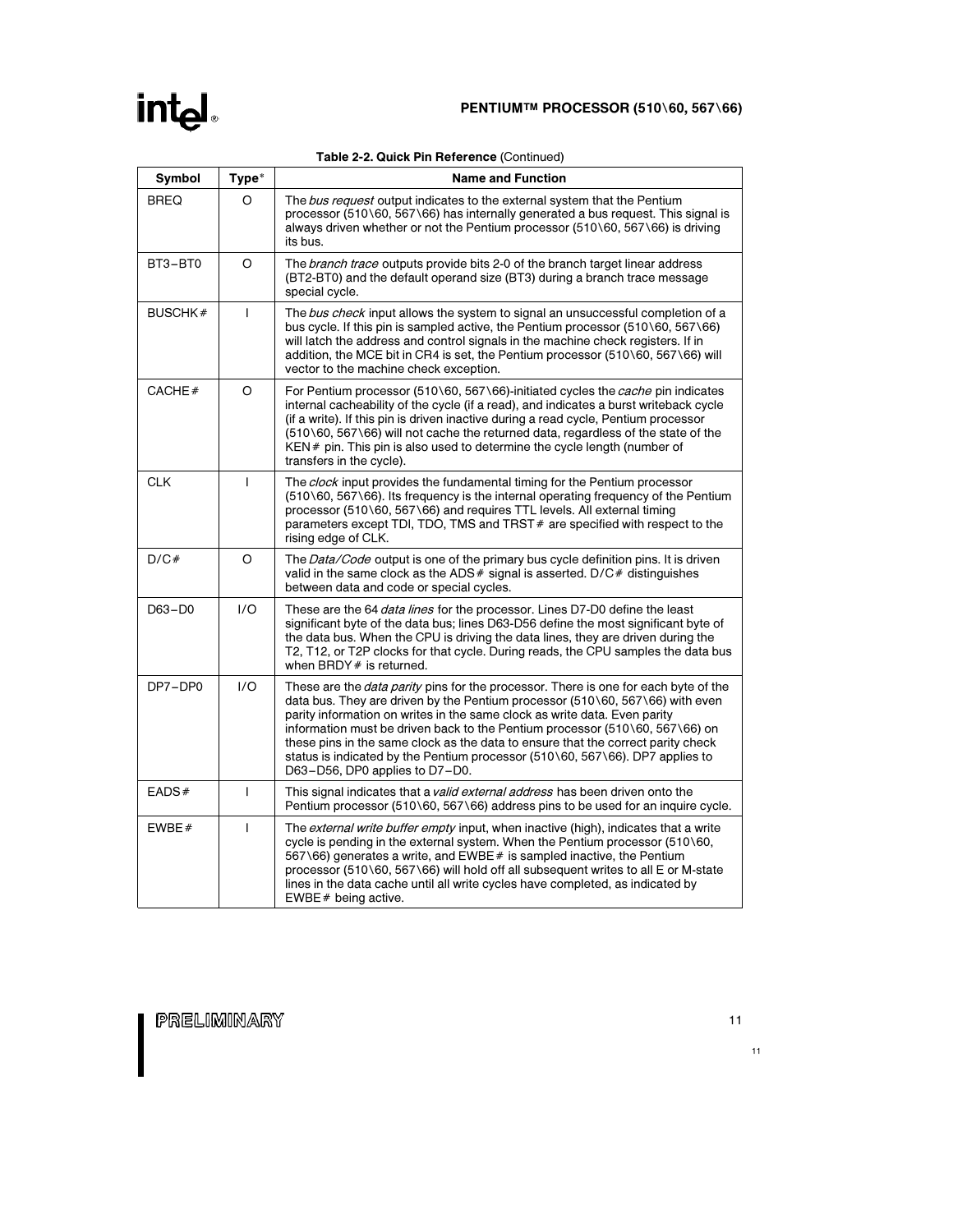**Table 2-2. Quick Pin Reference** (Continued)

| Symbol | Type* | Name and Function |
|---|---|---|
| BREQ | O | The *bus request* output indicates to the external system that the Pentium processor (510\60, 567\66) has internally generated a bus request. This signal is always driven whether or not the Pentium processor (510\60, 567\66) is driving its bus. |
| BT3–BT0 | O | The *branch trace* outputs provide bits 2-0 of the branch target linear address (BT2-BT0) and the default operand size (BT3) during a branch trace message special cycle. |
| BUSCHK# | I | The *bus check* input allows the system to signal an unsuccessful completion of a bus cycle. If this pin is sampled active, the Pentium processor (510\60, 567\66) will latch the address and control signals in the machine check registers. If in addition, the MCE bit in CR4 is set, the Pentium processor (510\60, 567\66) will vector to the machine check exception. |
| CACHE# | O | For Pentium processor (510\60, 567\66)-initiated cycles the *cache* pin indicates internal cacheability of the cycle (if a read), and indicates a burst writeback cycle (if a write). If this pin is driven inactive during a read cycle, Pentium processor (510\60, 567\66) will not cache the returned data, regardless of the state of the KEN# pin. This pin is also used to determine the cycle length (number of transfers in the cycle). |
| CLK | I | The *clock* input provides the fundamental timing for the Pentium processor (510\60, 567\66). Its frequency is the internal operating frequency of the Pentium processor (510\60, 567\66) and requires TTL levels. All external timing parameters except TDI, TDO, TMS and TRST# are specified with respect to the rising edge of CLK. |
| D/C# | O | The *Data/Code* output is one of the primary bus cycle definition pins. It is driven valid in the same clock as the ADS# signal is asserted. D/C# distinguishes between data and code or special cycles. |
| D63–D0 | I/O | These are the 64 *data lines* for the processor. Lines D7-D0 define the least significant byte of the data bus; lines D63-D56 define the most significant byte of the data bus. When the CPU is driving the data lines, they are driven during the T2, T12, or T2P clocks for that cycle. During reads, the CPU samples the data bus when BRDY# is returned. |
| DP7–DP0 | I/O | These are the *data parity* pins for the processor. There is one for each byte of the data bus. They are driven by the Pentium processor (510\60, 567\66) with even parity information on writes in the same clock as write data. Even parity information must be driven back to the Pentium processor (510\60, 567\66) on these pins in the same clock as the data to ensure that the correct parity check status is indicated by the Pentium processor (510\60, 567\66). DP7 applies to D63–D56, DP0 applies to D7–D0. |
| EADS# | I | This signal indicates that a *valid external address* has been driven onto the Pentium processor (510\60, 567\66) address pins to be used for an inquire cycle. |
| EWBE# | I | The *external write buffer empty* input, when inactive (high), indicates that a write cycle is pending in the external system. When the Pentium processor (510\60, 567\66) generates a write, and EWBE# is sampled inactive, the Pentium processor (510\60, 567\66) will hold off all subsequent writes to all E or M-state lines in the data cache until all write cycles have completed, as indicated by EWBE# being active. |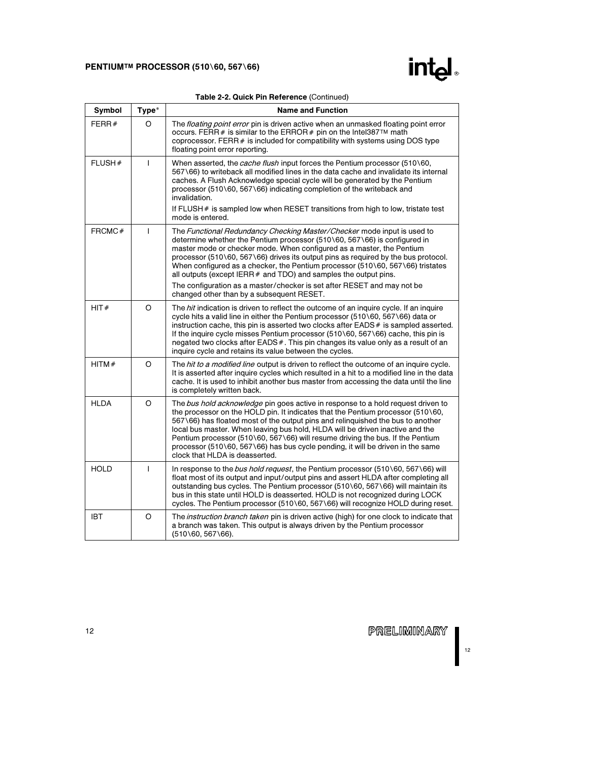**Table 2-2. Quick Pin Reference** (Continued)

| Symbol | Type* | Name and Function |
|---|---|---|
| FERR# | O | The *floating point error* pin is driven active when an unmasked floating point error occurs. FERR# is similar to the ERROR# pin on the Intel387™ math coprocessor. FERR# is included for compatibility with systems using DOS type floating point error reporting. |
| FLUSH# | I | When asserted, the *cache flush* input forces the Pentium processor (510\60, 567\66) to writeback all modified lines in the data cache and invalidate its internal caches. A Flush Acknowledge special cycle will be generated by the Pentium processor (510\60, 567\66) indicating completion of the writeback and invalidation. <br> If FLUSH# is sampled low when RESET transitions from high to low, tristate test mode is entered. |
| FRCMC# | I | The *Functional Redundancy Checking Master/Checker* mode input is used to determine whether the Pentium processor (510\60, 567\66) is configured in master mode or checker mode. When configured as a master, the Pentium processor (510\60, 567\66) drives its output pins as required by the bus protocol. When configured as a checker, the Pentium processor (510\60, 567\66) tristates all outputs (except IERR# and TDO) and samples the output pins. <br> The configuration as a master/checker is set after RESET and may not be changed other than by a subsequent RESET. |
| HIT# | O | The *hit* indication is driven to reflect the outcome of an inquire cycle. If an inquire cycle hits a valid line in either the Pentium processor (510\60, 567\66) data or instruction cache, this pin is asserted two clocks after EADS# is sampled asserted. If the inquire cycle misses Pentium processor (510\60, 567\66) cache, this pin is negated two clocks after EADS#. This pin changes its value only as a result of an inquire cycle and retains its value between the cycles. |
| HITM# | O | The *hit to a modified line* output is driven to reflect the outcome of an inquire cycle. It is asserted after inquire cycles which resulted in a hit to a modified line in the data cache. It is used to inhibit another bus master from accessing the data until the line is completely written back. |
| HLDA | O | The *bus hold acknowledge* pin goes active in response to a hold request driven to the processor on the HOLD pin. It indicates that the Pentium processor (510\60, 567\66) has floated most of the output pins and relinquished the bus to another local bus master. When leaving bus hold, HLDA will be driven inactive and the Pentium processor (510\60, 567\66) will resume driving the bus. If the Pentium processor (510\60, 567\66) has bus cycle pending, it will be driven in the same clock that HLDA is deasserted. |
| HOLD | I | In response to the *bus hold request*, the Pentium processor (510\60, 567\66) will float most of its output and input/output pins and assert HLDA after completing all outstanding bus cycles. The Pentium processor (510\60, 567\66) will maintain its bus in this state until HOLD is deasserted. HOLD is not recognized during LOCK cycles. The Pentium processor (510\60, 567\66) will recognize HOLD during reset. |
| IBT | O | The *instruction branch taken* pin is driven active (high) for one clock to indicate that a branch was taken. This output is always driven by the Pentium processor (510\60, 567\66). |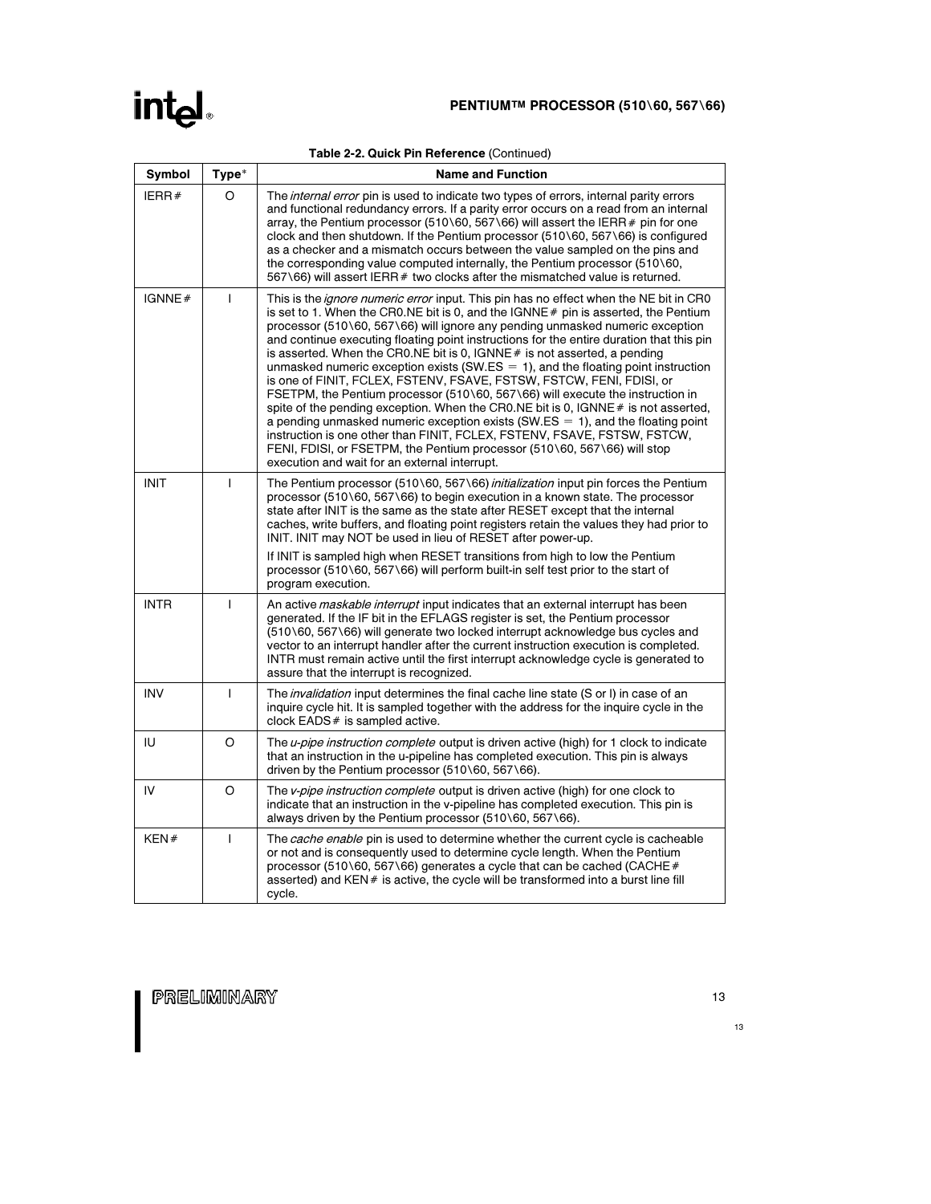**Table 2-2. Quick Pin Reference** (Continued)

| Symbol | Type* | Name and Function |
|---|---|---|
| IERR# | O | The *internal error* pin is used to indicate two types of errors, internal parity errors and functional redundancy errors. If a parity error occurs on a read from an internal array, the Pentium processor (510\60, 567\66) will assert the IERR# pin for one clock and then shutdown. If the Pentium processor (510\60, 567\66) is configured as a checker and a mismatch occurs between the value sampled on the pins and the corresponding value computed internally, the Pentium processor (510\60, 567\66) will assert IERR# two clocks after the mismatched value is returned. |
| IGNNE# | I | This is the *ignore numeric error* input. This pin has no effect when the NE bit in CR0 is set to 1. When the CR0.NE bit is 0, and the IGNNE# pin is asserted, the Pentium processor (510\60, 567\66) will ignore any pending unmasked numeric exception and continue executing floating point instructions for the entire duration that this pin is asserted. When the CR0.NE bit is 0, IGNNE# is not asserted, a pending unmasked numeric exception exists (SW.ES = 1), and the floating point instruction is one of FINIT, FCLEX, FSTENV, FSAVE, FSTSW, FSTCW, FENI, FDISI, or FSETPM, the Pentium processor (510\60, 567\66) will execute the instruction in spite of the pending exception. When the CR0.NE bit is 0, IGNNE# is not asserted, a pending unmasked numeric exception exists (SW.ES = 1), and the floating point instruction is one other than FINIT, FCLEX, FSTENV, FSAVE, FSTSW, FSTCW, FENI, FDISI, or FSETPM, the Pentium processor (510\60, 567\66) will stop execution and wait for an external interrupt. |
| INIT | I | The Pentium processor (510\60, 567\66) *initialization* input pin forces the Pentium processor (510\60, 567\66) to begin execution in a known state. The processor state after INIT is the same as the state after RESET except that the internal caches, write buffers, and floating point registers retain the values they had prior to INIT. INIT may NOT be used in lieu of RESET after power-up.<br><br>If INIT is sampled high when RESET transitions from high to low the Pentium processor (510\60, 567\66) will perform built-in self test prior to the start of program execution. |
| INTR | I | An active *maskable interrupt* input indicates that an external interrupt has been generated. If the IF bit in the EFLAGS register is set, the Pentium processor (510\60, 567\66) will generate two locked interrupt acknowledge bus cycles and vector to an interrupt handler after the current instruction execution is completed. INTR must remain active until the first interrupt acknowledge cycle is generated to assure that the interrupt is recognized. |
| INV | I | The *invalidation* input determines the final cache line state (S or I) in case of an inquire cycle hit. It is sampled together with the address for the inquire cycle in the clock EADS# is sampled active. |
| IU | O | The *u-pipe instruction complete* output is driven active (high) for 1 clock to indicate that an instruction in the u-pipeline has completed execution. This pin is always driven by the Pentium processor (510\60, 567\66). |
| IV | O | The *v-pipe instruction complete* output is driven active (high) for one clock to indicate that an instruction in the v-pipeline has completed execution. This pin is always driven by the Pentium processor (510\60, 567\66). |
| KEN# | I | The *cache enable* pin is used to determine whether the current cycle is cacheable or not and is consequently used to determine cycle length. When the Pentium processor (510\60, 567\66) generates a cycle that can be cached (CACHE# asserted) and KEN# is active, the cycle will be transformed into a burst line fill cycle. |

PRELIMINARY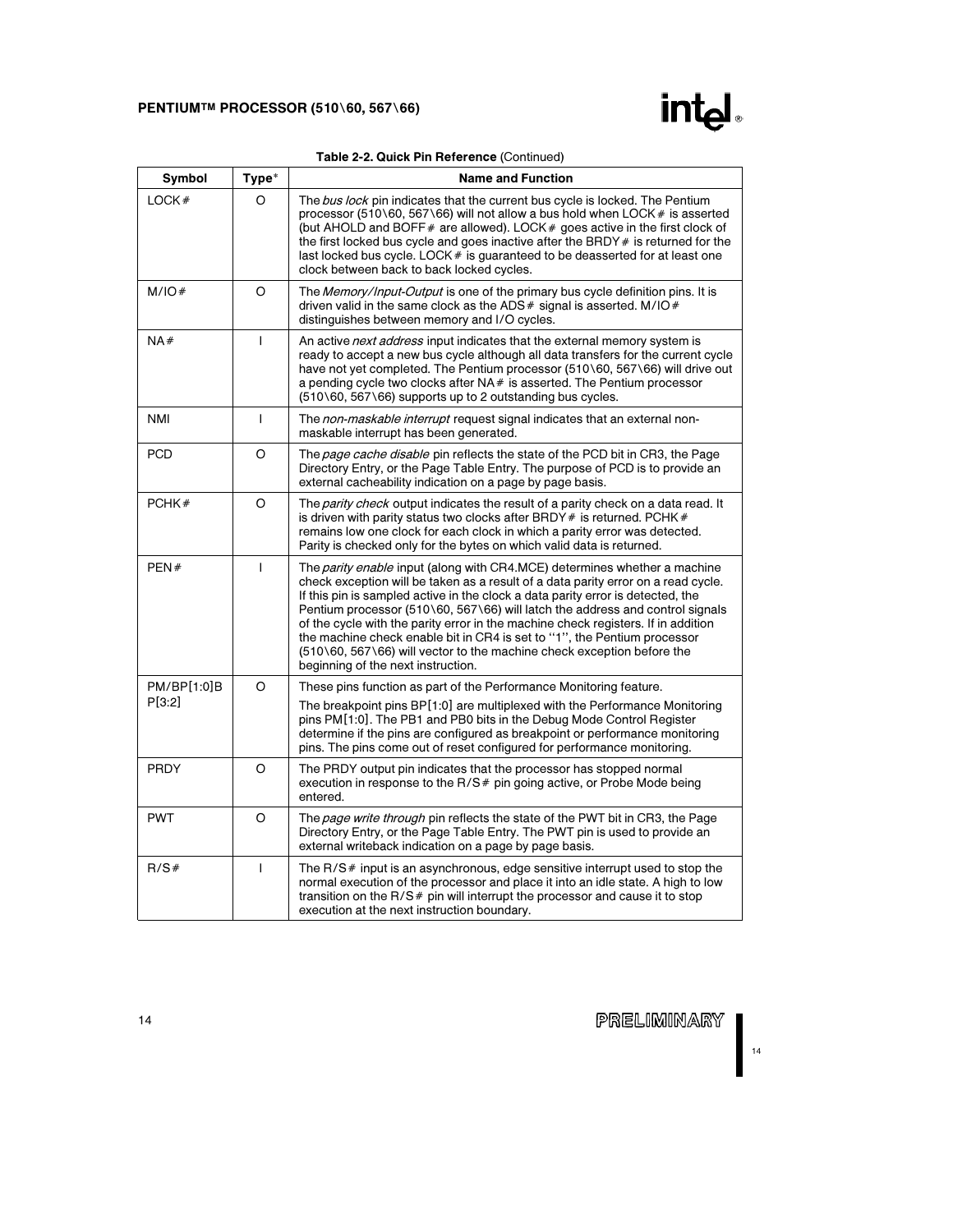**Table 2-2. Quick Pin Reference** (Continued)

| Symbol | Type* | Name and Function |
|---|---|---|
| LOCK# | O | The *bus lock* pin indicates that the current bus cycle is locked. The Pentium processor (510\60, 567\66) will not allow a bus hold when LOCK# is asserted (but AHOLD and BOFF# are allowed). LOCK# goes active in the first clock of the first locked bus cycle and goes inactive after the BRDY# is returned for the last locked bus cycle. LOCK# is guaranteed to be deasserted for at least one clock between back to back locked cycles. |
| M/IO# | O | The *Memory/Input-Output* is one of the primary bus cycle definition pins. It is driven valid in the same clock as the ADS# signal is asserted. M/IO# distinguishes between memory and I/O cycles. |
| NA# | I | An active *next address* input indicates that the external memory system is ready to accept a new bus cycle although all data transfers for the current cycle have not yet completed. The Pentium processor (510\60, 567\66) will drive out a pending cycle two clocks after NA# is asserted. The Pentium processor (510\60, 567\66) supports up to 2 outstanding bus cycles. |
| NMI | I | The *non-maskable interrupt* request signal indicates that an external non-maskable interrupt has been generated. |
| PCD | O | The *page cache disable* pin reflects the state of the PCD bit in CR3, the Page Directory Entry, or the Page Table Entry. The purpose of PCD is to provide an external cacheability indication on a page by page basis. |
| PCHK# | O | The *parity check* output indicates the result of a parity check on a data read. It is driven with parity status two clocks after BRDY# is returned. PCHK# remains low one clock for each clock in which a parity error was detected. Parity is checked only for the bytes on which valid data is returned. |
| PEN# | I | The *parity enable* input (along with CR4.MCE) determines whether a machine check exception will be taken as a result of a data parity error on a read cycle. If this pin is sampled active in the clock a data parity error is detected, the Pentium processor (510\60, 567\66) will latch the address and control signals of the cycle with the parity error in the machine check registers. If in addition the machine check enable bit in CR4 is set to "1", the Pentium processor (510\60, 567\66) will vector to the machine check exception before the beginning of the next instruction. |
| PM/BP[1:0]BP[3:2] | O | These pins function as part of the Performance Monitoring feature. The breakpoint pins BP[1:0] are multiplexed with the Performance Monitoring pins PM[1:0]. The PB1 and PB0 bits in the Debug Mode Control Register determine if the pins are configured as breakpoint or performance monitoring pins. The pins come out of reset configured for performance monitoring. |
| PRDY | O | The PRDY output pin indicates that the processor has stopped normal execution in response to the R/S# pin going active, or Probe Mode being entered. |
| PWT | O | The *page write through* pin reflects the state of the PWT bit in CR3, the Page Directory Entry, or the Page Table Entry. The PWT pin is used to provide an external writeback indication on a page by page basis. |
| R/S# | I | The R/S# input is an asynchronous, edge sensitive interrupt used to stop the normal execution of the processor and place it into an idle state. A high to low transition on the R/S# pin will interrupt the processor and cause it to stop execution at the next instruction boundary. |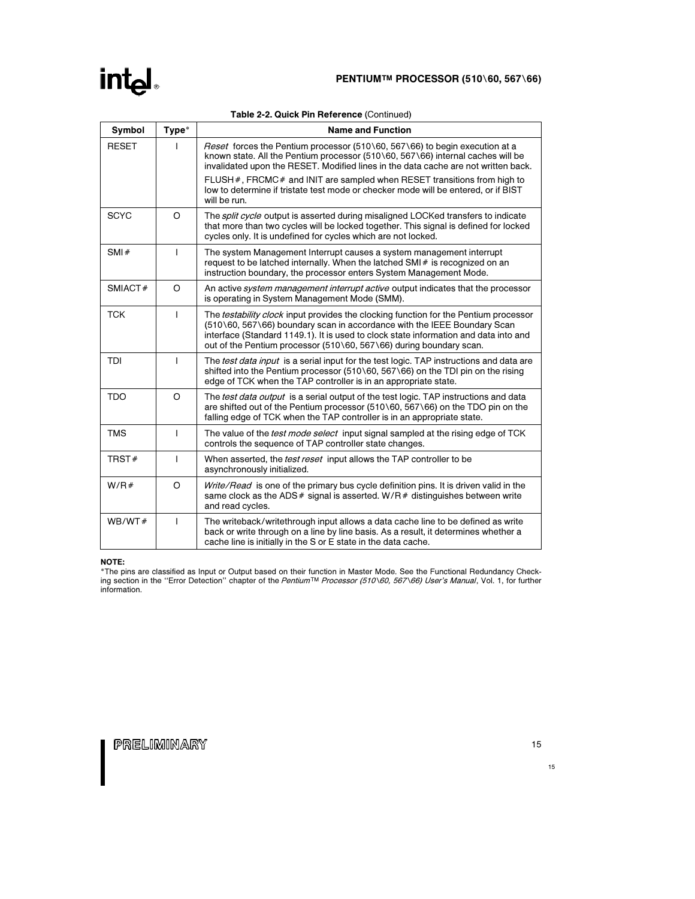**Table 2-2. Quick Pin Reference** (Continued)

| Symbol | Type* | Name and Function |
|---|---|---|
| RESET | I | *Reset* forces the Pentium processor (510\60, 567\66) to begin execution at a known state. All the Pentium processor (510\60, 567\66) internal caches will be invalidated upon the RESET. Modified lines in the data cache are not written back.<br>FLUSH#, FRCMC# and INIT are sampled when RESET transitions from high to low to determine if tristate test mode or checker mode will be entered, or if BIST will be run. |
| SCYC | O | The *split cycle* output is asserted during misaligned LOCKed transfers to indicate that more than two cycles will be locked together. This signal is defined for locked cycles only. It is undefined for cycles which are not locked. |
| SMI# | I | The system Management Interrupt causes a system management interrupt request to be latched internally. When the latched SMI# is recognized on an instruction boundary, the processor enters System Management Mode. |
| SMIACT# | O | An active *system management interrupt active* output indicates that the processor is operating in System Management Mode (SMM). |
| TCK | I | The *testability clock* input provides the clocking function for the Pentium processor (510\60, 567\66) boundary scan in accordance with the IEEE Boundary Scan interface (Standard 1149.1). It is used to clock state information and data into and out of the Pentium processor (510\60, 567\66) during boundary scan. |
| TDI | I | The *test data input* is a serial input for the test logic. TAP instructions and data are shifted into the Pentium processor (510\60, 567\66) on the TDI pin on the rising edge of TCK when the TAP controller is in an appropriate state. |
| TDO | O | The *test data output* is a serial output of the test logic. TAP instructions and data are shifted out of the Pentium processor (510\60, 567\66) on the TDO pin on the falling edge of TCK when the TAP controller is in an appropriate state. |
| TMS | I | The value of the *test mode select* input signal sampled at the rising edge of TCK controls the sequence of TAP controller state changes. |
| TRST# | I | When asserted, the *test reset* input allows the TAP controller to be asynchronously initialized. |
| W/R# | O | *Write/Read* is one of the primary bus cycle definition pins. It is driven valid in the same clock as the ADS# signal is asserted. W/R# distinguishes between write and read cycles. |
| WB/WT# | I | The writeback/writethrough input allows a data cache line to be defined as write back or write through on a line by line basis. As a result, it determines whether a cache line is initially in the S or E state in the data cache. |

**NOTE:**
*The pins are classified as Input or Output based on their function in Master Mode. See the Functional Redundancy Checking section in the "Error Detection" chapter of the *Pentium™ Processor (510\60, 567\66) User's Manual*, Vol. 1, for further information.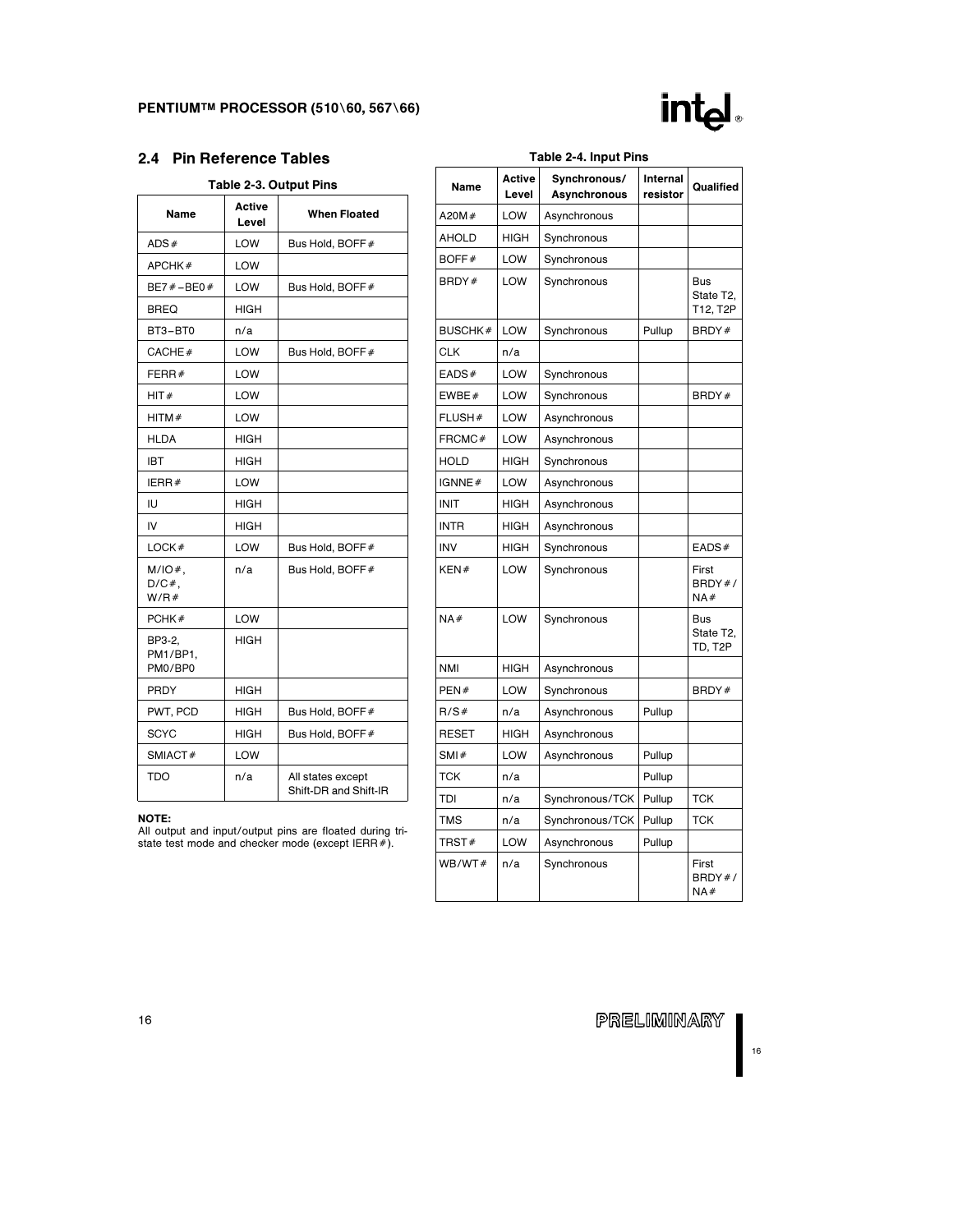## 2.4 Pin Reference Tables

**Table 2-3. Output Pins**

| Name | Active Level | When Floated |
|---|---|---|
| ADS# | LOW | Bus Hold, BOFF# |
| APCHK# | LOW | |
| BE7#–BE0# | LOW | Bus Hold, BOFF# |
| BREQ | HIGH | |
| BT3–BT0 | n/a | |
| CACHE# | LOW | Bus Hold, BOFF# |
| FERR# | LOW | |
| HIT# | LOW | |
| HITM# | LOW | |
| HLDA | HIGH | |
| IBT | HIGH | |
| IERR# | LOW | |
| IU | HIGH | |
| IV | HIGH | |
| LOCK# | LOW | Bus Hold, BOFF# |
| M/IO#, D/C#, W/R# | n/a | Bus Hold, BOFF# |
| PCHK# | LOW | |
| BP3-2, PM1/BP1, PM0/BP0 | HIGH | |
| PRDY | HIGH | |
| PWT, PCD | HIGH | Bus Hold, BOFF# |
| SCYC | HIGH | Bus Hold, BOFF# |
| SMIACT# | LOW | |
| TDO | n/a | All states except Shift-DR and Shift-IR |

**NOTE:**
All output and input/output pins are floated during tri-state test mode and checker mode (except IERR#).

**Table 2-4. Input Pins**

| Name | Active Level | Synchronous/ Asynchronous | Internal resistor | Qualified |
|---|---|---|---|---|
| A20M# | LOW | Asynchronous | | |
| AHOLD | HIGH | Synchronous | | |
| BOFF# | LOW | Synchronous | | |
| BRDY# | LOW | Synchronous | | Bus State T2, T12, T2P |
| BUSCHK# | LOW | Synchronous | Pullup | BRDY# |
| CLK | n/a | | | |
| EADS# | LOW | Synchronous | | |
| EWBE# | LOW | Synchronous | | BRDY# |
| FLUSH# | LOW | Asynchronous | | |
| FRCMC# | LOW | Asynchronous | | |
| HOLD | HIGH | Synchronous | | |
| IGNNE# | LOW | Asynchronous | | |
| INIT | HIGH | Asynchronous | | |
| INTR | HIGH | Asynchronous | | |
| INV | HIGH | Synchronous | | EADS# |
| KEN# | LOW | Synchronous | | First BRDY#/ NA# |
| NA# | LOW | Synchronous | | Bus State T2, TD, T2P |
| NMI | HIGH | Asynchronous | | |
| PEN# | LOW | Synchronous | | BRDY# |
| R/S# | n/a | Asynchronous | Pullup | |
| RESET | HIGH | Asynchronous | | |
| SMI# | LOW | Asynchronous | Pullup | |
| TCK | n/a | | Pullup | |
| TDI | n/a | Synchronous/TCK | Pullup | TCK |
| TMS | n/a | Synchronous/TCK | Pullup | TCK |
| TRST# | LOW | Asynchronous | Pullup | |
| WB/WT# | n/a | Synchronous | | First BRDY#/ NA# |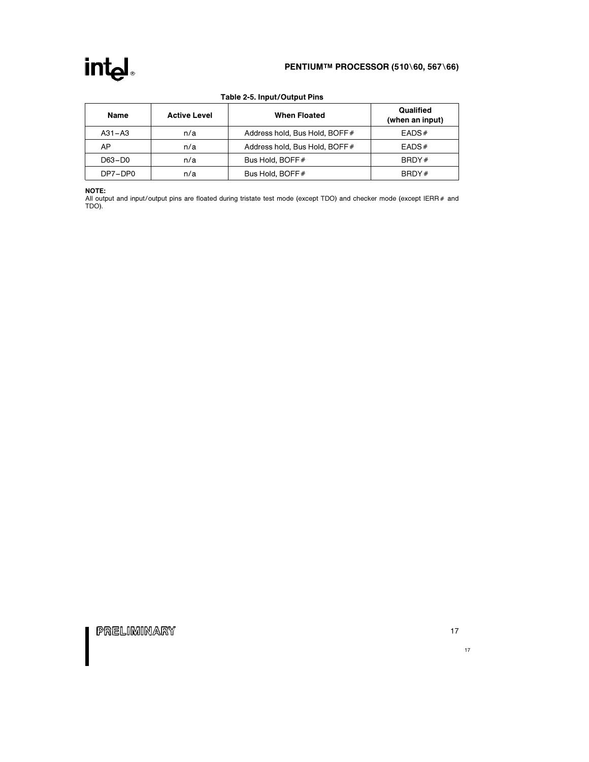**Table 2-5. Input/Output Pins**

| Name | Active Level | When Floated | Qualified (when an input) |
|---|---|---|---|
| A31–A3 | n/a | Address hold, Bus Hold, BOFF# | EADS# |
| AP | n/a | Address hold, Bus Hold, BOFF# | EADS# |
| D63–D0 | n/a | Bus Hold, BOFF# | BRDY# |
| DP7–DP0 | n/a | Bus Hold, BOFF# | BRDY# |

**NOTE:**
All output and input/output pins are floated during tristate test mode (except TDO) and checker mode (except IERR# and TDO).

PRELIMINARY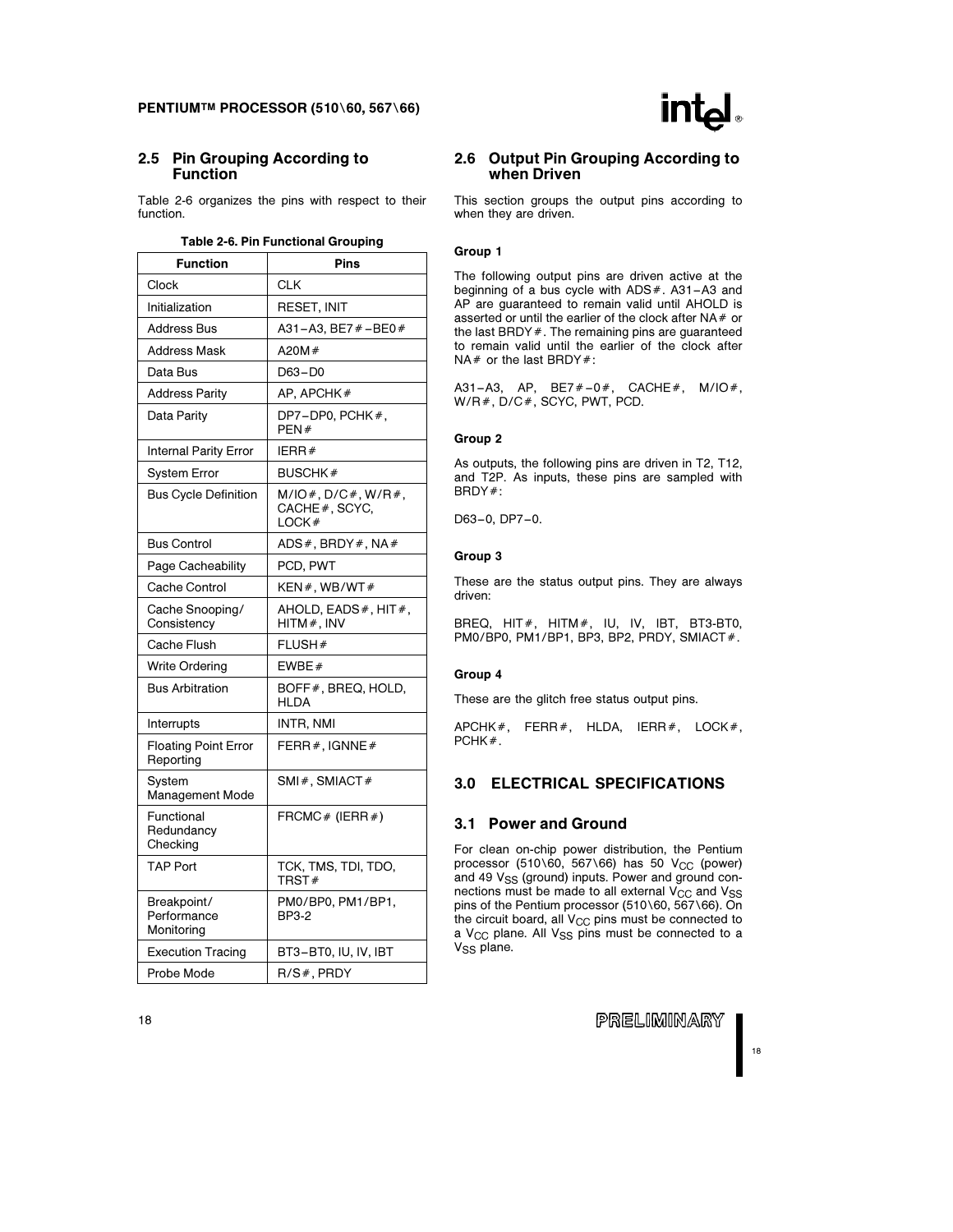## 2.5 Pin Grouping According to Function

Table 2-6 organizes the pins with respect to their function.

**Table 2-6. Pin Functional Grouping**

| Function | Pins |
|---|---|
| Clock | CLK |
| Initialization | RESET, INIT |
| Address Bus | A31–A3, BE7#–BE0# |
| Address Mask | A20M# |
| Data Bus | D63–D0 |
| Address Parity | AP, APCHK# |
| Data Parity | DP7–DP0, PCHK#, PEN# |
| Internal Parity Error | IERR# |
| System Error | BUSCHK# |
| Bus Cycle Definition | M/IO#, D/C#, W/R#, CACHE#, SCYC, LOCK# |
| Bus Control | ADS#, BRDY#, NA# |
| Page Cacheability | PCD, PWT |
| Cache Control | KEN#, WB/WT# |
| Cache Snooping/ Consistency | AHOLD, EADS#, HIT#, HITM#, INV |
| Cache Flush | FLUSH# |
| Write Ordering | EWBE# |
| Bus Arbitration | BOFF#, BREQ, HOLD, HLDA |
| Interrupts | INTR, NMI |
| Floating Point Error Reporting | FERR#, IGNNE# |
| System Management Mode | SMI#, SMIACT# |
| Functional Redundancy Checking | FRCMC# (IERR#) |
| TAP Port | TCK, TMS, TDI, TDO, TRST# |
| Breakpoint/ Performance Monitoring | PM0/BP0, PM1/BP1, BP3-2 |
| Execution Tracing | BT3–BT0, IU, IV, IBT |
| Probe Mode | R/S#, PRDY |

## 2.6 Output Pin Grouping According to when Driven

This section groups the output pins according to when they are driven.

**Group 1**

The following output pins are driven active at the beginning of a bus cycle with ADS#. A31–A3 and AP are guaranteed to remain valid until AHOLD is asserted or until the earlier of the clock after NA# or the last BRDY#. The remaining pins are guaranteed to remain valid until the earlier of the clock after NA# or the last BRDY#:

A31–A3, AP, BE7#–0#, CACHE#, M/IO#, W/R#, D/C#, SCYC, PWT, PCD.

**Group 2**

As outputs, the following pins are driven in T2, T12, and T2P. As inputs, these pins are sampled with BRDY#:

D63–0, DP7–0.

**Group 3**

These are the status output pins. They are always driven:

BREQ, HIT#, HITM#, IU, IV, IBT, BT3-BT0, PM0/BP0, PM1/BP1, BP3, BP2, PRDY, SMIACT#.

**Group 4**

These are the glitch free status output pins.

APCHK#, FERR#, HLDA, IERR#, LOCK#, PCHK#.

# 3.0 ELECTRICAL SPECIFICATIONS

## 3.1 Power and Ground

For clean on-chip power distribution, the Pentium processor (510\60, 567\66) has 50 $V_{CC}$ (power) and 49 $V_{SS}$ (ground) inputs. Power and ground connections must be made to all external $V_{CC}$ and $V_{SS}$ pins of the Pentium processor (510\60, 567\66). On the circuit board, all $V_{CC}$ pins must be connected to a $V_{CC}$ plane. All $V_{SS}$ pins must be connected to a $V_{SS}$ plane.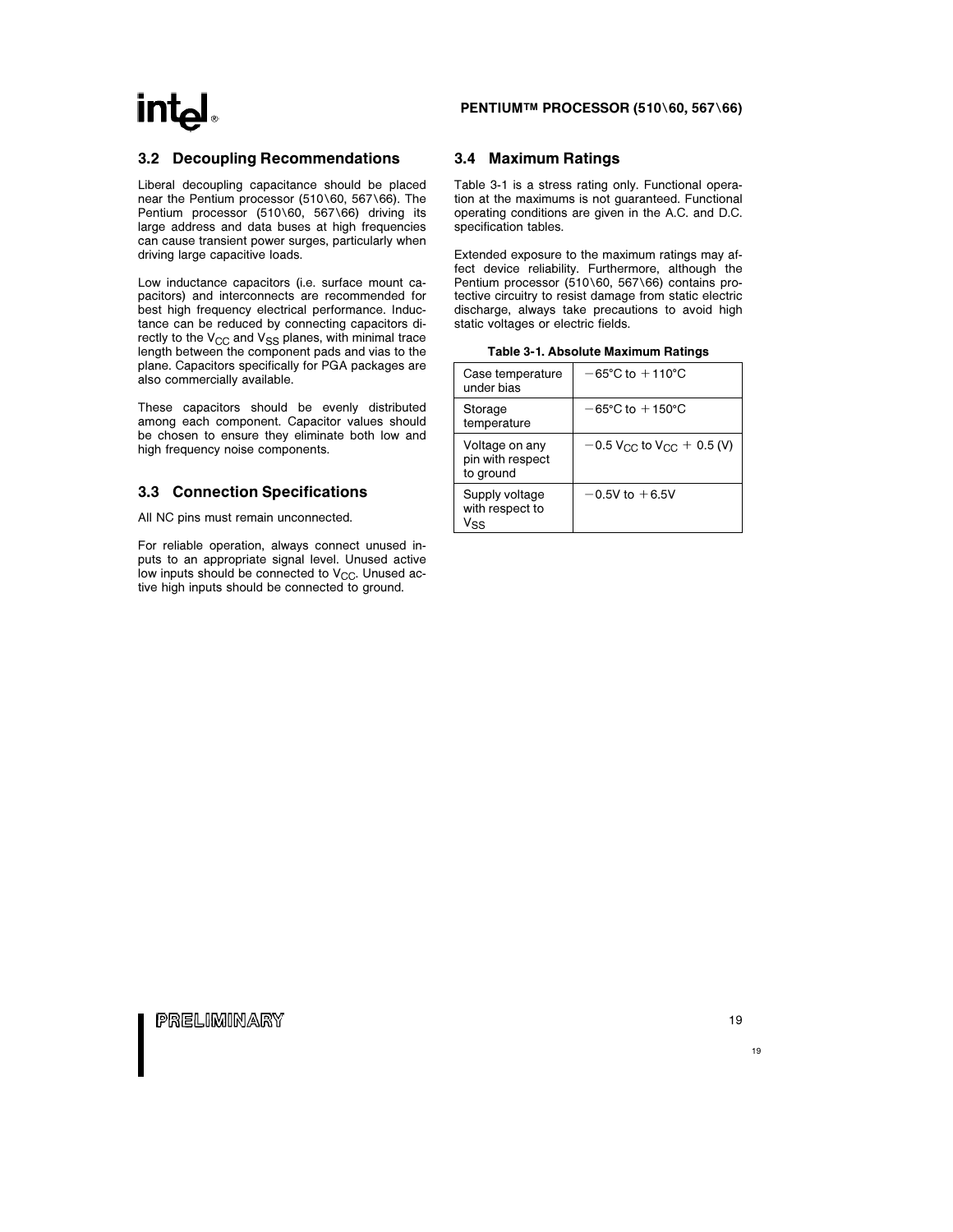## 3.2 Decoupling Recommendations

Liberal decoupling capacitance should be placed near the Pentium processor (510\60, 567\66). The Pentium processor (510\60, 567\66) driving its large address and data buses at high frequencies can cause transient power surges, particularly when driving large capacitive loads.

Low inductance capacitors (i.e. surface mount capacitors) and interconnects are recommended for best high frequency electrical performance. Inductance can be reduced by connecting capacitors directly to the $V_{CC}$ and $V_{SS}$ planes, with minimal trace length between the component pads and vias to the plane. Capacitors specifically for PGA packages are also commercially available.

These capacitors should be evenly distributed among each component. Capacitor values should be chosen to ensure they eliminate both low and high frequency noise components.

## 3.3 Connection Specifications

All NC pins must remain unconnected.

For reliable operation, always connect unused inputs to an appropriate signal level. Unused active low inputs should be connected to $V_{CC}$. Unused active high inputs should be connected to ground.

## 3.4 Maximum Ratings

Table 3-1 is a stress rating only. Functional operation at the maximums is not guaranteed. Functional operating conditions are given in the A.C. and D.C. specification tables.

Extended exposure to the maximum ratings may affect device reliability. Furthermore, although the Pentium processor (510\60, 567\66) contains protective circuitry to resist damage from static electric discharge, always take precautions to avoid high static voltages or electric fields.

**Table 3-1. Absolute Maximum Ratings**

| | |
|---|---|
| Case temperature under bias | −65°C to +110°C |
| Storage temperature | −65°C to +150°C |
| Voltage on any pin with respect to ground | $-0.5\ V_{CC}$ to $V_{CC} + 0.5$ (V) |
| Supply voltage with respect to $V_{SS}$ | −0.5V to +6.5V |

PRELIMINARY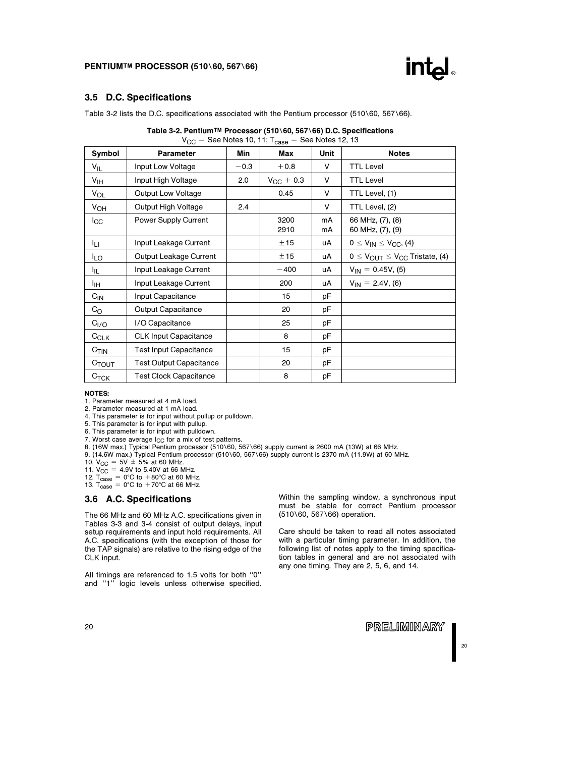## 3.5 D.C. Specifications

Table 3-2 lists the D.C. specifications associated with the Pentium processor (510\60, 567\66).

**Table 3-2. Pentium™ Processor (510\60, 567\66) D.C. Specifications**

$V_{CC}$ = See Notes 10, 11; $T_{case}$ = See Notes 12, 13

| Symbol | Parameter | Min | Max | Unit | Notes |
|---|---|---|---|---|---|
| $V_{IL}$ | Input Low Voltage | −0.3 | +0.8 | V | TTL Level |
| $V_{IH}$ | Input High Voltage | 2.0 | $V_{CC}$ + 0.3 | V | TTL Level |
| $V_{OL}$ | Output Low Voltage | | 0.45 | V | TTL Level, (1) |
| $V_{OH}$ | Output High Voltage | 2.4 | | V | TTL Level, (2) |
| $I_{CC}$ | Power Supply Current | | 3200<br>2910 | mA<br>mA | 66 MHz, (7), (8)<br>60 MHz, (7), (9) |
| $I_{LI}$ | Input Leakage Current | | ±15 | uA | $0 \leq V_{IN} \leq V_{CC}$, (4) |
| $I_{LO}$ | Output Leakage Current | | ±15 | uA | $0 \leq V_{OUT} \leq V_{CC}$ Tristate, (4) |
| $I_{IL}$ | Input Leakage Current | | −400 | uA | $V_{IN}$ = 0.45V, (5) |
| $I_{IH}$ | Input Leakage Current | | 200 | uA | $V_{IN}$ = 2.4V, (6) |
| $C_{IN}$ | Input Capacitance | | 15 | pF | |
| $C_O$ | Output Capacitance | | 20 | pF | |
| $C_{I/O}$ | I/O Capacitance | | 25 | pF | |
| $C_{CLK}$ | CLK Input Capacitance | | 8 | pF | |
| $C_{TIN}$ | Test Input Capacitance | | 15 | pF | |
| $C_{TOUT}$ | Test Output Capacitance | | 20 | pF | |
| $C_{TCK}$ | Test Clock Capacitance | | 8 | pF | |

**NOTES:**

1. Parameter measured at 4 mA load.
2. Parameter measured at 1 mA load.
4. This parameter is for input without pullup or pulldown.
5. This parameter is for input with pullup.
6. This parameter is for input with pulldown.
7. Worst case average $I_{CC}$ for a mix of test patterns.
8. (16W max.) Typical Pentium processor (510\60, 567\66) supply current is 2600 mA (13W) at 66 MHz.
9. (14.6W max.) Typical Pentium processor (510\60, 567\66) supply current is 2370 mA (11.9W) at 60 MHz.
10. $V_{CC}$ = 5V ± 5% at 60 MHz.
11. $V_{CC}$ = 4.9V to 5.40V at 66 MHz.
12. $T_{case}$ = 0°C to +80°C at 60 MHz.
13. $T_{case}$ = 0°C to +70°C at 66 MHz.

## 3.6 A.C. Specifications

The 66 MHz and 60 MHz A.C. specifications given in Tables 3-3 and 3-4 consist of output delays, input setup requirements and input hold requirements. All A.C. specifications (with the exception of those for the TAP signals) are relative to the rising edge of the CLK input.

All timings are referenced to 1.5 volts for both "0" and "1" logic levels unless otherwise specified. Within the sampling window, a synchronous input must be stable for correct Pentium processor (510\60, 567\66) operation.

Care should be taken to read all notes associated with a particular timing parameter. In addition, the following list of notes apply to the timing specification tables in general and are not associated with any one timing. They are 2, 5, 6, and 14.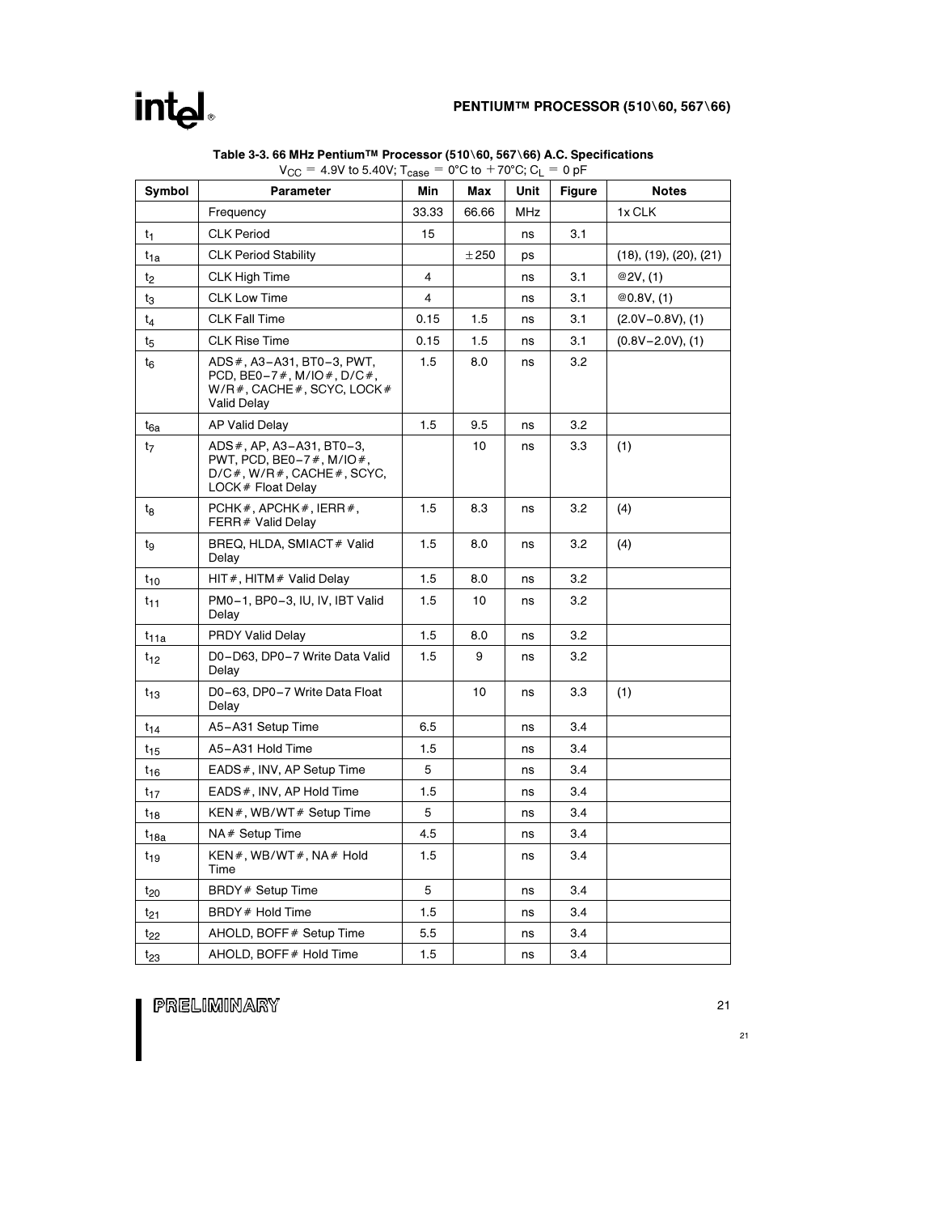**Table 3-3. 66 MHz Pentium™ Processor (510\60, 567\66) A.C. Specifications**

$V_{CC}$ = 4.9V to 5.40V; $T_{case}$ = 0°C to +70°C; $C_L$ = 0 pF

| Symbol | Parameter | Min | Max | Unit | Figure | Notes |
|---|---|---|---|---|---|---|
| | Frequency | 33.33 | 66.66 | MHz | | 1x CLK |
| $t_1$ | CLK Period | 15 | | ns | 3.1 | |
| $t_{1a}$ | CLK Period Stability | | ±250 | ps | | (18), (19), (20), (21) |
| $t_2$ | CLK High Time | 4 | | ns | 3.1 | @2V, (1) |
| $t_3$ | CLK Low Time | 4 | | ns | 3.1 | @0.8V, (1) |
| $t_4$ | CLK Fall Time | 0.15 | 1.5 | ns | 3.1 | (2.0V–0.8V), (1) |
| $t_5$ | CLK Rise Time | 0.15 | 1.5 | ns | 3.1 | (0.8V–2.0V), (1) |
| $t_6$ | ADS#, A3–A31, BT0–3, PWT, PCD, BE0–7#, M/IO#, D/C#, W/R#, CACHE#, SCYC, LOCK# Valid Delay | 1.5 | 8.0 | ns | 3.2 | |
| $t_{6a}$ | AP Valid Delay | 1.5 | 9.5 | ns | 3.2 | |
| $t_7$ | ADS#, AP, A3–A31, BT0–3, PWT, PCD, BE0–7#, M/IO#, D/C#, W/R#, CACHE#, SCYC, LOCK# Float Delay | | 10 | ns | 3.3 | (1) |
| $t_8$ | PCHK#, APCHK#, IERR#, FERR# Valid Delay | 1.5 | 8.3 | ns | 3.2 | (4) |
| $t_9$ | BREQ, HLDA, SMIACT# Valid Delay | 1.5 | 8.0 | ns | 3.2 | (4) |
| $t_{10}$ | HIT#, HITM# Valid Delay | 1.5 | 8.0 | ns | 3.2 | |
| $t_{11}$ | PM0–1, BP0–3, IU, IV, IBT Valid Delay | 1.5 | 10 | ns | 3.2 | |
| $t_{11a}$ | PRDY Valid Delay | 1.5 | 8.0 | ns | 3.2 | |
| $t_{12}$ | D0–D63, DP0–7 Write Data Valid Delay | 1.5 | 9 | ns | 3.2 | |
| $t_{13}$ | D0–63, DP0–7 Write Data Float Delay | | 10 | ns | 3.3 | (1) |
| $t_{14}$ | A5–A31 Setup Time | 6.5 | | ns | 3.4 | |
| $t_{15}$ | A5–A31 Hold Time | 1.5 | | ns | 3.4 | |
| $t_{16}$ | EADS#, INV, AP Setup Time | 5 | | ns | 3.4 | |
| $t_{17}$ | EADS#, INV, AP Hold Time | 1.5 | | ns | 3.4 | |
| $t_{18}$ | KEN#, WB/WT# Setup Time | 5 | | ns | 3.4 | |
| $t_{18a}$ | NA# Setup Time | 4.5 | | ns | 3.4 | |
| $t_{19}$ | KEN#, WB/WT#, NA# Hold Time | 1.5 | | ns | 3.4 | |
| $t_{20}$ | BRDY# Setup Time | 5 | | ns | 3.4 | |
| $t_{21}$ | BRDY# Hold Time | 1.5 | | ns | 3.4 | |
| $t_{22}$ | AHOLD, BOFF# Setup Time | 5.5 | | ns | 3.4 | |
| $t_{23}$ | AHOLD, BOFF# Hold Time | 1.5 | | ns | 3.4 | |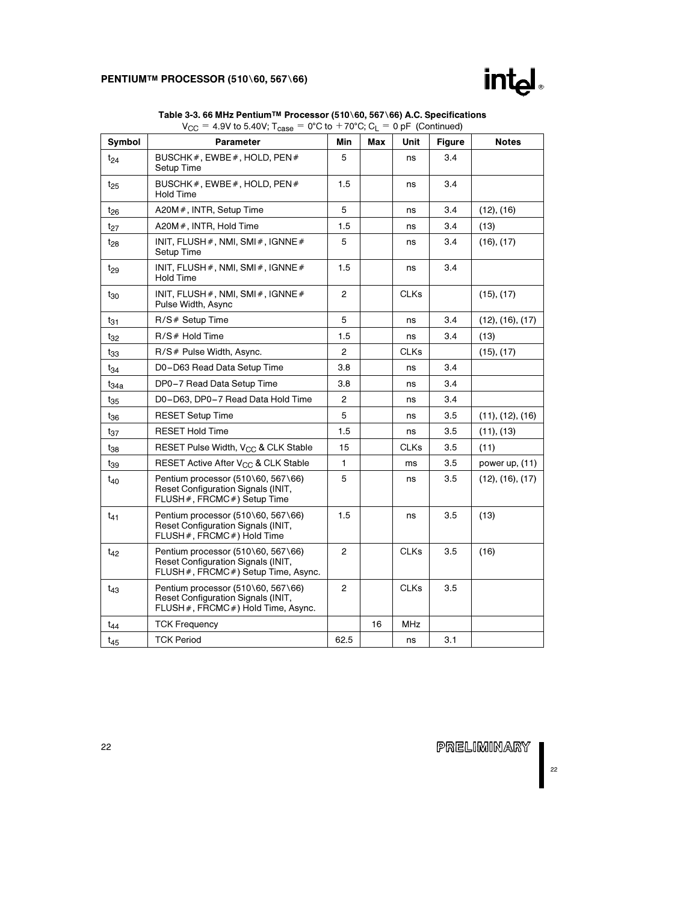**Table 3-3. 66 MHz Pentium™ Processor (510\60, 567\66) A.C. Specifications**

$V_{CC}$ = 4.9V to 5.40V; $T_{case}$ = 0°C to +70°C; $C_L$ = 0 pF (Continued)

| Symbol | Parameter | Min | Max | Unit | Figure | Notes |
|---|---|---|---|---|---|---|
| $t_{24}$ | BUSCHK#, EWBE#, HOLD, PEN# Setup Time | 5 | | ns | 3.4 | |
| $t_{25}$ | BUSCHK#, EWBE#, HOLD, PEN# Hold Time | 1.5 | | ns | 3.4 | |
| $t_{26}$ | A20M#, INTR, Setup Time | 5 | | ns | 3.4 | (12), (16) |
| $t_{27}$ | A20M#, INTR, Hold Time | 1.5 | | ns | 3.4 | (13) |
| $t_{28}$ | INIT, FLUSH#, NMI, SMI#, IGNNE# Setup Time | 5 | | ns | 3.4 | (16), (17) |
| $t_{29}$ | INIT, FLUSH#, NMI, SMI#, IGNNE# Hold Time | 1.5 | | ns | 3.4 | |
| $t_{30}$ | INIT, FLUSH#, NMI, SMI#, IGNNE# Pulse Width, Async | 2 | | CLKs | | (15), (17) |
| $t_{31}$ | R/S# Setup Time | 5 | | ns | 3.4 | (12), (16), (17) |
| $t_{32}$ | R/S# Hold Time | 1.5 | | ns | 3.4 | (13) |
| $t_{33}$ | R/S# Pulse Width, Async. | 2 | | CLKs | | (15), (17) |
| $t_{34}$ | D0–D63 Read Data Setup Time | 3.8 | | ns | 3.4 | |
| $t_{34a}$ | DP0–7 Read Data Setup Time | 3.8 | | ns | 3.4 | |
| $t_{35}$ | D0–D63, DP0–7 Read Data Hold Time | 2 | | ns | 3.4 | |
| $t_{36}$ | RESET Setup Time | 5 | | ns | 3.5 | (11), (12), (16) |
| $t_{37}$ | RESET Hold Time | 1.5 | | ns | 3.5 | (11), (13) |
| $t_{38}$ | RESET Pulse Width, $V_{CC}$ & CLK Stable | 15 | | CLKs | 3.5 | (11) |
| $t_{39}$ | RESET Active After $V_{CC}$ & CLK Stable | 1 | | ms | 3.5 | power up, (11) |
| $t_{40}$ | Pentium processor (510\60, 567\66) Reset Configuration Signals (INIT, FLUSH#, FRCMC#) Setup Time | 5 | | ns | 3.5 | (12), (16), (17) |
| $t_{41}$ | Pentium processor (510\60, 567\66) Reset Configuration Signals (INIT, FLUSH#, FRCMC#) Hold Time | 1.5 | | ns | 3.5 | (13) |
| $t_{42}$ | Pentium processor (510\60, 567\66) Reset Configuration Signals (INIT, FLUSH#, FRCMC#) Setup Time, Async. | 2 | | CLKs | 3.5 | (16) |
| $t_{43}$ | Pentium processor (510\60, 567\66) Reset Configuration Signals (INIT, FLUSH#, FRCMC#) Hold Time, Async. | 2 | | CLKs | 3.5 | |
| $t_{44}$ | TCK Frequency | | 16 | MHz | | |
| $t_{45}$ | TCK Period | 62.5 | | ns | 3.1 | |

PRELIMINARY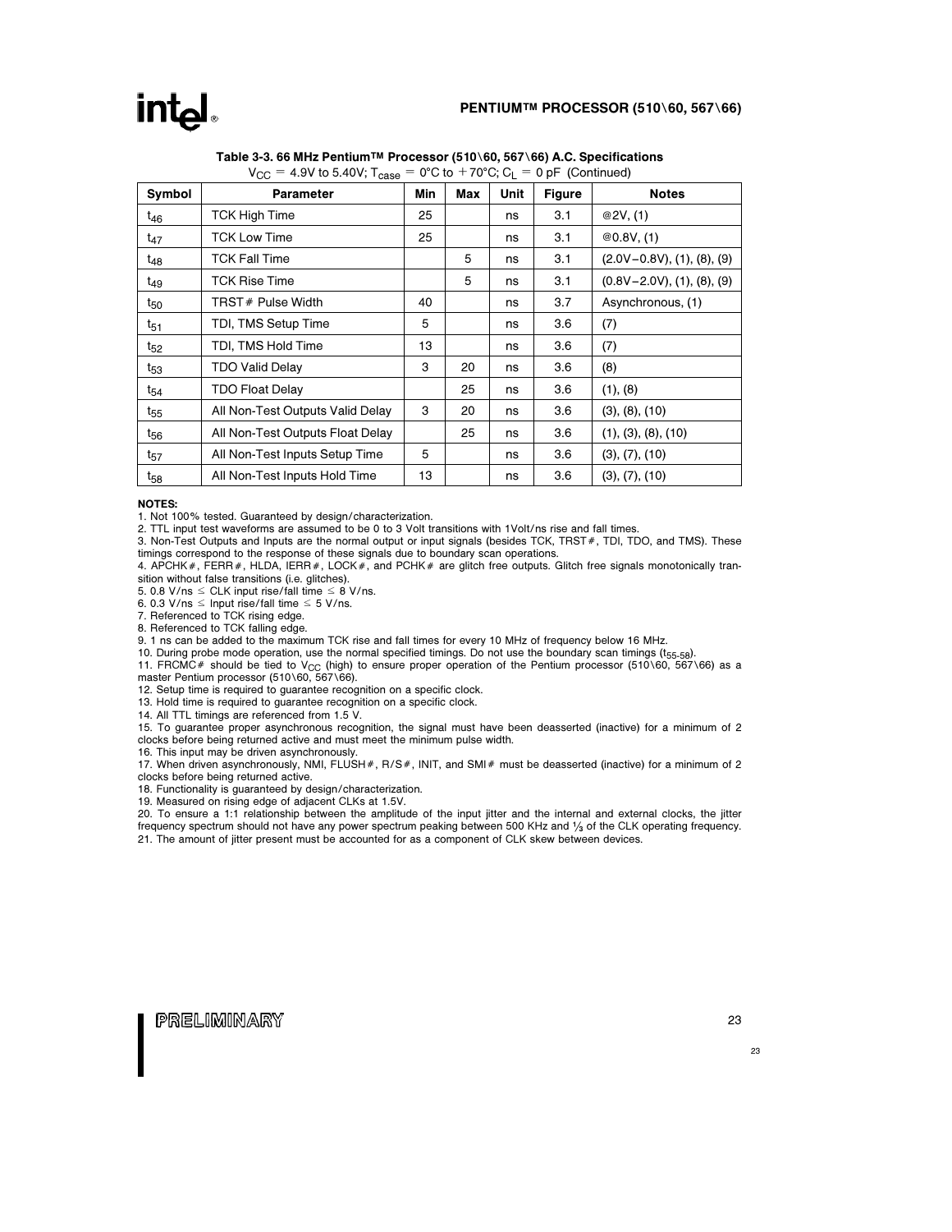**Table 3-3. 66 MHz Pentium™ Processor (510\60, 567\66) A.C. Specifications**

$V_{CC}$ = 4.9V to 5.40V; $T_{case}$ = 0°C to +70°C; $C_L$ = 0 pF (Continued)

| Symbol | Parameter | Min | Max | Unit | Figure | Notes |
|---|---|---|---|---|---|---|
| $t_{46}$ | TCK High Time | 25 | | ns | 3.1 | @2V, (1) |
| $t_{47}$ | TCK Low Time | 25 | | ns | 3.1 | @0.8V, (1) |
| $t_{48}$ | TCK Fall Time | | 5 | ns | 3.1 | (2.0V–0.8V), (1), (8), (9) |
| $t_{49}$ | TCK Rise Time | | 5 | ns | 3.1 | (0.8V–2.0V), (1), (8), (9) |
| $t_{50}$ | TRST# Pulse Width | 40 | | ns | 3.7 | Asynchronous, (1) |
| $t_{51}$ | TDI, TMS Setup Time | 5 | | ns | 3.6 | (7) |
| $t_{52}$ | TDI, TMS Hold Time | 13 | | ns | 3.6 | (7) |
| $t_{53}$ | TDO Valid Delay | 3 | 20 | ns | 3.6 | (8) |
| $t_{54}$ | TDO Float Delay | | 25 | ns | 3.6 | (1), (8) |
| $t_{55}$ | All Non-Test Outputs Valid Delay | 3 | 20 | ns | 3.6 | (3), (8), (10) |
| $t_{56}$ | All Non-Test Outputs Float Delay | | 25 | ns | 3.6 | (1), (3), (8), (10) |
| $t_{57}$ | All Non-Test Inputs Setup Time | 5 | | ns | 3.6 | (3), (7), (10) |
| $t_{58}$ | All Non-Test Inputs Hold Time | 13 | | ns | 3.6 | (3), (7), (10) |

**NOTES:**

1. Not 100% tested. Guaranteed by design/characterization.
2. TTL input test waveforms are assumed to be 0 to 3 Volt transitions with 1Volt/ns rise and fall times.
3. Non-Test Outputs and Inputs are the normal output or input signals (besides TCK, TRST#, TDI, TDO, and TMS). These timings correspond to the response of these signals due to boundary scan operations.
4. APCHK#, FERR#, HLDA, IERR#, LOCK#, and PCHK# are glitch free outputs. Glitch free signals monotonically transition without false transitions (i.e. glitches).
5. 0.8 V/ns ≤ CLK input rise/fall time ≤ 8 V/ns.
6. 0.3 V/ns ≤ Input rise/fall time ≤ 5 V/ns.
7. Referenced to TCK rising edge.
8. Referenced to TCK falling edge.
9. 1 ns can be added to the maximum TCK rise and fall times for every 10 MHz of frequency below 16 MHz.
10. During probe mode operation, use the normal specified timings. Do not use the boundary scan timings ($t_{55-58}$).
11. FRCMC# should be tied to $V_{CC}$ (high) to ensure proper operation of the Pentium processor (510\60, 567\66) as a master Pentium processor (510\60, 567\66).
12. Setup time is required to guarantee recognition on a specific clock.
13. Hold time is required to guarantee recognition on a specific clock.
14. All TTL timings are referenced from 1.5 V.
15. To guarantee proper asynchronous recognition, the signal must have been deasserted (inactive) for a minimum of 2 clocks before being returned active and must meet the minimum pulse width.
16. This input may be driven asynchronously.
17. When driven asynchronously, NMI, FLUSH#, R/S#, INIT, and SMI# must be deasserted (inactive) for a minimum of 2 clocks before being returned active.
18. Functionality is guaranteed by design/characterization.
19. Measured on rising edge of adjacent CLKs at 1.5V.
20. To ensure a 1:1 relationship between the amplitude of the input jitter and the internal and external clocks, the jitter frequency spectrum should not have any power spectrum peaking between 500 KHz and ⅓ of the CLK operating frequency.
21. The amount of jitter present must be accounted for as a component of CLK skew between devices.

PRELIMINARY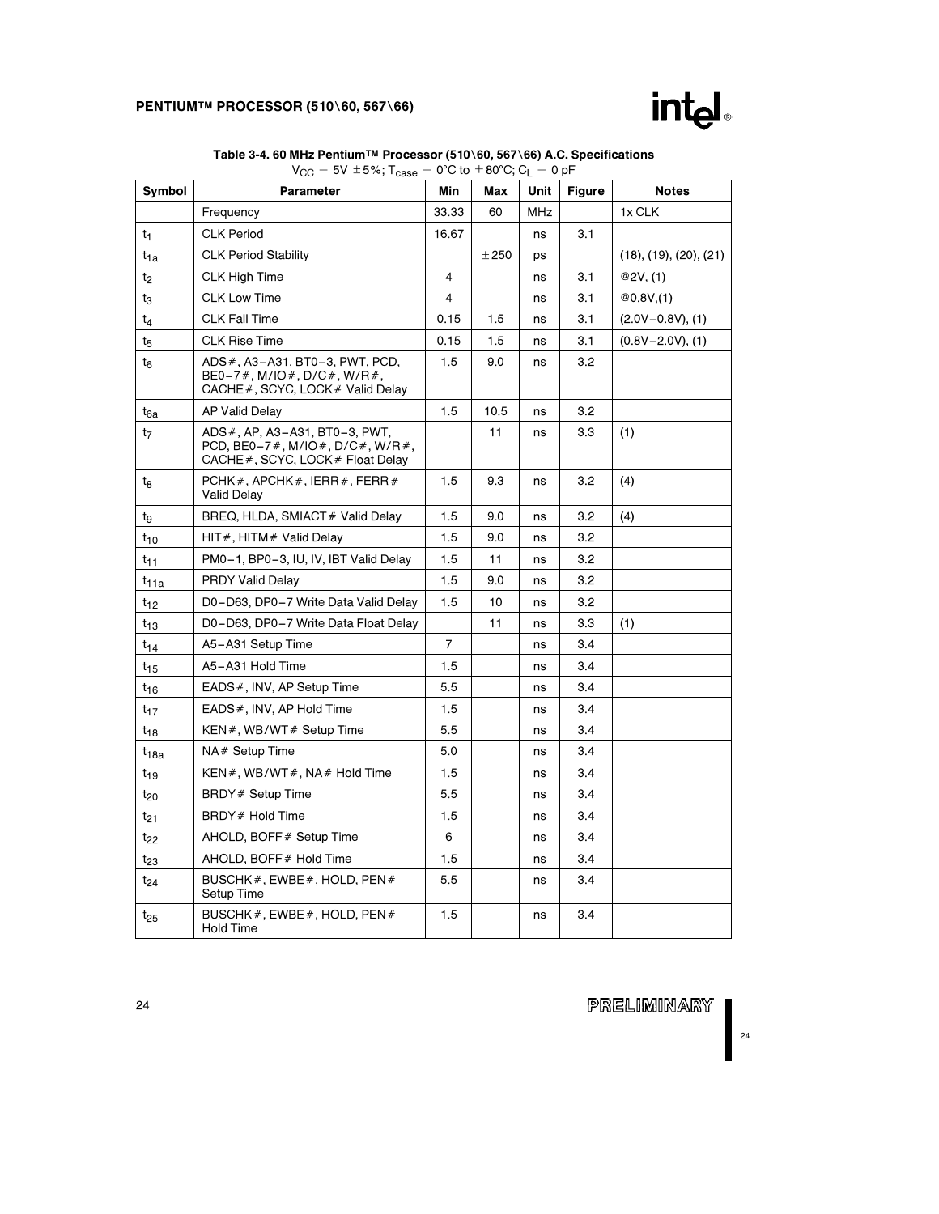**Table 3-4. 60 MHz Pentium™ Processor (510\60, 567\66) A.C. Specifications**

$V_{CC}$ = 5V ±5%; $T_{case}$ = 0°C to +80°C; $C_L$ = 0 pF

| Symbol | Parameter | Min | Max | Unit | Figure | Notes |
|---|---|---|---|---|---|---|
| | Frequency | 33.33 | 60 | MHz | | 1x CLK |
| $t_1$ | CLK Period | 16.67 | | ns | 3.1 | |
| $t_{1a}$ | CLK Period Stability | | ±250 | ps | | (18), (19), (20), (21) |
| $t_2$ | CLK High Time | 4 | | ns | 3.1 | @2V, (1) |
| $t_3$ | CLK Low Time | 4 | | ns | 3.1 | @0.8V,(1) |
| $t_4$ | CLK Fall Time | 0.15 | 1.5 | ns | 3.1 | (2.0V–0.8V), (1) |
| $t_5$ | CLK Rise Time | 0.15 | 1.5 | ns | 3.1 | (0.8V–2.0V), (1) |
| $t_6$ | ADS#, A3–A31, BT0–3, PWT, PCD, BE0–7#, M/IO#, D/C#, W/R#, CACHE#, SCYC, LOCK# Valid Delay | 1.5 | 9.0 | ns | 3.2 | |
| $t_{6a}$ | AP Valid Delay | 1.5 | 10.5 | ns | 3.2 | |
| $t_7$ | ADS#, AP, A3–A31, BT0–3, PWT, PCD, BE0–7#, M/IO#, D/C#, W/R#, CACHE#, SCYC, LOCK# Float Delay | | 11 | ns | 3.3 | (1) |
| $t_8$ | PCHK#, APCHK#, IERR#, FERR# Valid Delay | 1.5 | 9.3 | ns | 3.2 | (4) |
| $t_9$ | BREQ, HLDA, SMIACT# Valid Delay | 1.5 | 9.0 | ns | 3.2 | (4) |
| $t_{10}$ | HIT#, HITM# Valid Delay | 1.5 | 9.0 | ns | 3.2 | |
| $t_{11}$ | PM0–1, BP0–3, IU, IV, IBT Valid Delay | 1.5 | 11 | ns | 3.2 | |
| $t_{11a}$ | PRDY Valid Delay | 1.5 | 9.0 | ns | 3.2 | |
| $t_{12}$ | D0–D63, DP0–7 Write Data Valid Delay | 1.5 | 10 | ns | 3.2 | |
| $t_{13}$ | D0–D63, DP0–7 Write Data Float Delay | | 11 | ns | 3.3 | (1) |
| $t_{14}$ | A5–A31 Setup Time | 7 | | ns | 3.4 | |
| $t_{15}$ | A5–A31 Hold Time | 1.5 | | ns | 3.4 | |
| $t_{16}$ | EADS#, INV, AP Setup Time | 5.5 | | ns | 3.4 | |
| $t_{17}$ | EADS#, INV, AP Hold Time | 1.5 | | ns | 3.4 | |
| $t_{18}$ | KEN#, WB/WT# Setup Time | 5.5 | | ns | 3.4 | |
| $t_{18a}$ | NA# Setup Time | 5.0 | | ns | 3.4 | |
| $t_{19}$ | KEN#, WB/WT#, NA# Hold Time | 1.5 | | ns | 3.4 | |
| $t_{20}$ | BRDY# Setup Time | 5.5 | | ns | 3.4 | |
| $t_{21}$ | BRDY# Hold Time | 1.5 | | ns | 3.4 | |
| $t_{22}$ | AHOLD, BOFF# Setup Time | 6 | | ns | 3.4 | |
| $t_{23}$ | AHOLD, BOFF# Hold Time | 1.5 | | ns | 3.4 | |
| $t_{24}$ | BUSCHK#, EWBE#, HOLD, PEN# Setup Time | 5.5 | | ns | 3.4 | |
| $t_{25}$ | BUSCHK#, EWBE#, HOLD, PEN# Hold Time | 1.5 | | ns | 3.4 | |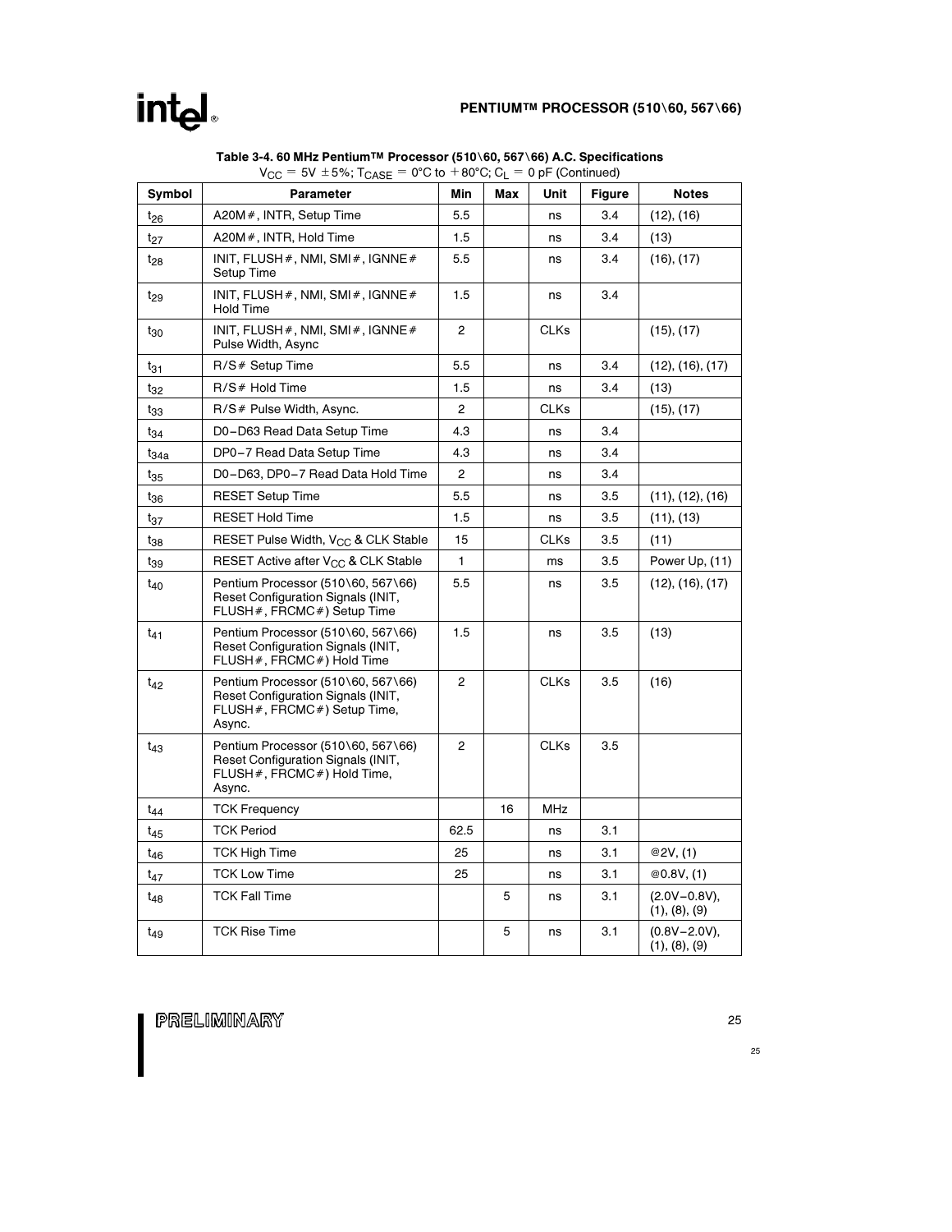**Table 3-4. 60 MHz Pentium™ Processor (510\60, 567\66) A.C. Specifications**

$V_{CC}$ = 5V ±5%; $T_{CASE}$ = 0°C to +80°C; $C_L$ = 0 pF (Continued)

| Symbol | Parameter | Min | Max | Unit | Figure | Notes |
|---|---|---|---|---|---|---|
| $t_{26}$ | A20M#, INTR, Setup Time | 5.5 | | ns | 3.4 | (12), (16) |
| $t_{27}$ | A20M#, INTR, Hold Time | 1.5 | | ns | 3.4 | (13) |
| $t_{28}$ | INIT, FLUSH#, NMI, SMI#, IGNNE# Setup Time | 5.5 | | ns | 3.4 | (16), (17) |
| $t_{29}$ | INIT, FLUSH#, NMI, SMI#, IGNNE# Hold Time | 1.5 | | ns | 3.4 | |
| $t_{30}$ | INIT, FLUSH#, NMI, SMI#, IGNNE# Pulse Width, Async | 2 | | CLKs | | (15), (17) |
| $t_{31}$ | R/S# Setup Time | 5.5 | | ns | 3.4 | (12), (16), (17) |
| $t_{32}$ | R/S# Hold Time | 1.5 | | ns | 3.4 | (13) |
| $t_{33}$ | R/S# Pulse Width, Async. | 2 | | CLKs | | (15), (17) |
| $t_{34}$ | D0–D63 Read Data Setup Time | 4.3 | | ns | 3.4 | |
| $t_{34a}$ | DP0–7 Read Data Setup Time | 4.3 | | ns | 3.4 | |
| $t_{35}$ | D0–D63, DP0–7 Read Data Hold Time | 2 | | ns | 3.4 | |
| $t_{36}$ | RESET Setup Time | 5.5 | | ns | 3.5 | (11), (12), (16) |
| $t_{37}$ | RESET Hold Time | 1.5 | | ns | 3.5 | (11), (13) |
| $t_{38}$ | RESET Pulse Width, $V_{CC}$ & CLK Stable | 15 | | CLKs | 3.5 | (11) |
| $t_{39}$ | RESET Active after $V_{CC}$ & CLK Stable | 1 | | ms | 3.5 | Power Up, (11) |
| $t_{40}$ | Pentium Processor (510\60, 567\66) Reset Configuration Signals (INIT, FLUSH#, FRCMC#) Setup Time | 5.5 | | ns | 3.5 | (12), (16), (17) |
| $t_{41}$ | Pentium Processor (510\60, 567\66) Reset Configuration Signals (INIT, FLUSH#, FRCMC#) Hold Time | 1.5 | | ns | 3.5 | (13) |
| $t_{42}$ | Pentium Processor (510\60, 567\66) Reset Configuration Signals (INIT, FLUSH#, FRCMC#) Setup Time, Async. | 2 | | CLKs | 3.5 | (16) |
| $t_{43}$ | Pentium Processor (510\60, 567\66) Reset Configuration Signals (INIT, FLUSH#, FRCMC#) Hold Time, Async. | 2 | | CLKs | 3.5 | |
| $t_{44}$ | TCK Frequency | | 16 | MHz | | |
| $t_{45}$ | TCK Period | 62.5 | | ns | 3.1 | |
| $t_{46}$ | TCK High Time | 25 | | ns | 3.1 | @2V, (1) |
| $t_{47}$ | TCK Low Time | 25 | | ns | 3.1 | @0.8V, (1) |
| $t_{48}$ | TCK Fall Time | | 5 | ns | 3.1 | (2.0V–0.8V), (1), (8), (9) |
| $t_{49}$ | TCK Rise Time | | 5 | ns | 3.1 | (0.8V–2.0V), (1), (8), (9) |

PRELIMINARY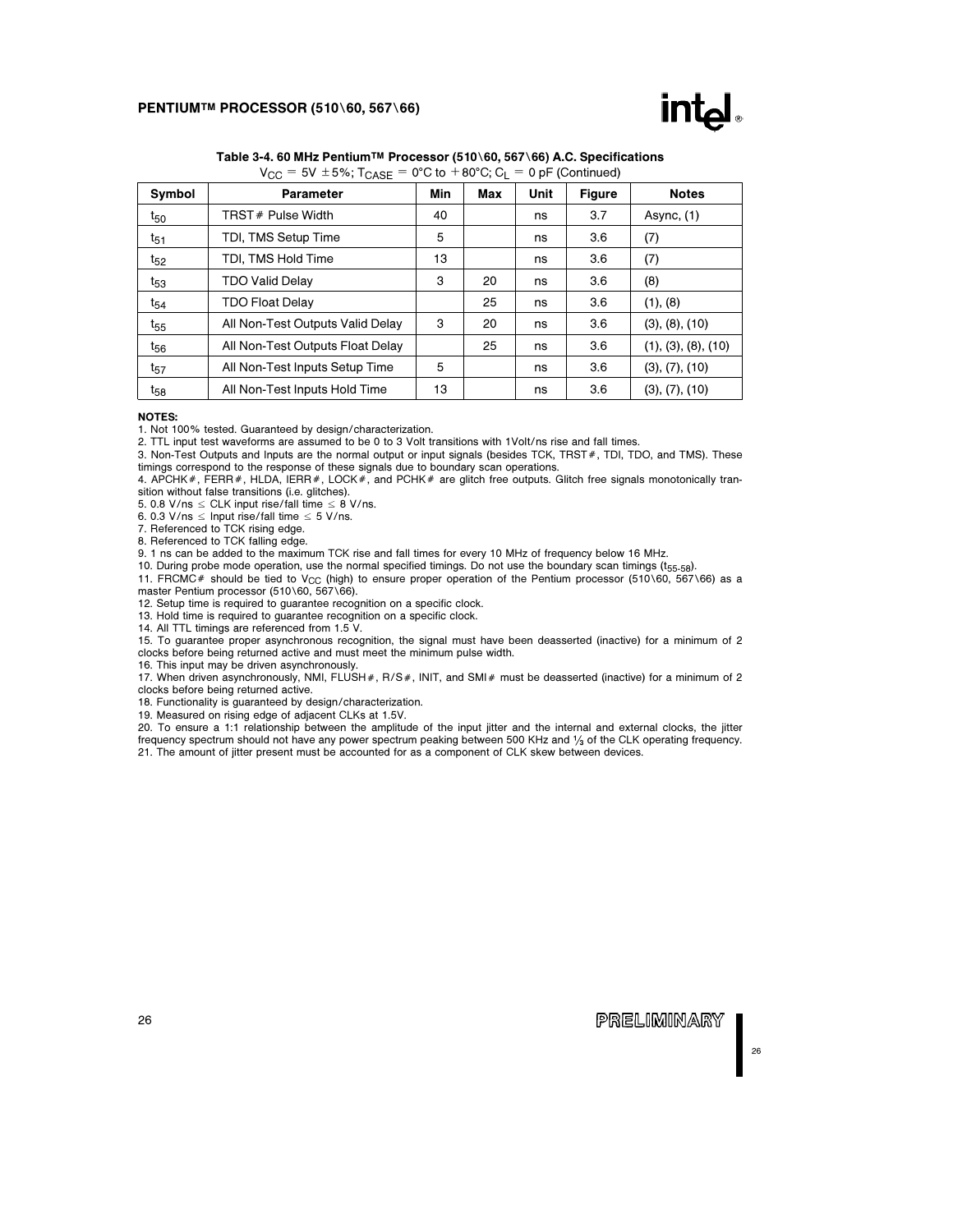**Table 3-4. 60 MHz Pentium™ Processor (510\60, 567\66) A.C. Specifications**

$V_{CC} = 5V \pm 5\%$; $T_{CASE} = 0°C$ to $+80°C$; $C_L = 0$ pF (Continued)

| Symbol | Parameter | Min | Max | Unit | Figure | Notes |
|---|---|---|---|---|---|---|
| $t_{50}$ | TRST# Pulse Width | 40 | | ns | 3.7 | Async, (1) |
| $t_{51}$ | TDI, TMS Setup Time | 5 | | ns | 3.6 | (7) |
| $t_{52}$ | TDI, TMS Hold Time | 13 | | ns | 3.6 | (7) |
| $t_{53}$ | TDO Valid Delay | 3 | 20 | ns | 3.6 | (8) |
| $t_{54}$ | TDO Float Delay | | 25 | ns | 3.6 | (1), (8) |
| $t_{55}$ | All Non-Test Outputs Valid Delay | 3 | 20 | ns | 3.6 | (3), (8), (10) |
| $t_{56}$ | All Non-Test Outputs Float Delay | | 25 | ns | 3.6 | (1), (3), (8), (10) |
| $t_{57}$ | All Non-Test Inputs Setup Time | 5 | | ns | 3.6 | (3), (7), (10) |
| $t_{58}$ | All Non-Test Inputs Hold Time | 13 | | ns | 3.6 | (3), (7), (10) |

**NOTES:**

1. Not 100% tested. Guaranteed by design/characterization.
2. TTL input test waveforms are assumed to be 0 to 3 Volt transitions with 1Volt/ns rise and fall times.
3. Non-Test Outputs and Inputs are the normal output or input signals (besides TCK, TRST#, TDI, TDO, and TMS). These timings correspond to the response of these signals due to boundary scan operations.
4. APCHK#, FERR#, HLDA, IERR#, LOCK#, and PCHK# are glitch free outputs. Glitch free signals monotonically transition without false transitions (i.e. glitches).
5. 0.8 V/ns ≤ CLK input rise/fall time ≤ 8 V/ns.
6. 0.3 V/ns ≤ Input rise/fall time ≤ 5 V/ns.
7. Referenced to TCK rising edge.
8. Referenced to TCK falling edge.
9. 1 ns can be added to the maximum TCK rise and fall times for every 10 MHz of frequency below 16 MHz.
10. During probe mode operation, use the normal specified timings. Do not use the boundary scan timings ($t_{55\text{-}58}$).
11. FRCMC# should be tied to $V_{CC}$ (high) to ensure proper operation of the Pentium processor (510\60, 567\66) as a master Pentium processor (510\60, 567\66).
12. Setup time is required to guarantee recognition on a specific clock.
13. Hold time is required to guarantee recognition on a specific clock.
14. All TTL timings are referenced from 1.5 V.
15. To guarantee proper asynchronous recognition, the signal must have been deasserted (inactive) for a minimum of 2 clocks before being returned active and must meet the minimum pulse width.
16. This input may be driven asynchronously.
17. When driven asynchronously, NMI, FLUSH#, R/S#, INIT, and SMI# must be deasserted (inactive) for a minimum of 2 clocks before being returned active.
18. Functionality is guaranteed by design/characterization.
19. Measured on rising edge of adjacent CLKs at 1.5V.
20. To ensure a 1:1 relationship between the amplitude of the input jitter and the internal and external clocks, the jitter frequency spectrum should not have any power spectrum peaking between 500 KHz and ⅓ of the CLK operating frequency.
21. The amount of jitter present must be accounted for as a component of CLK skew between devices.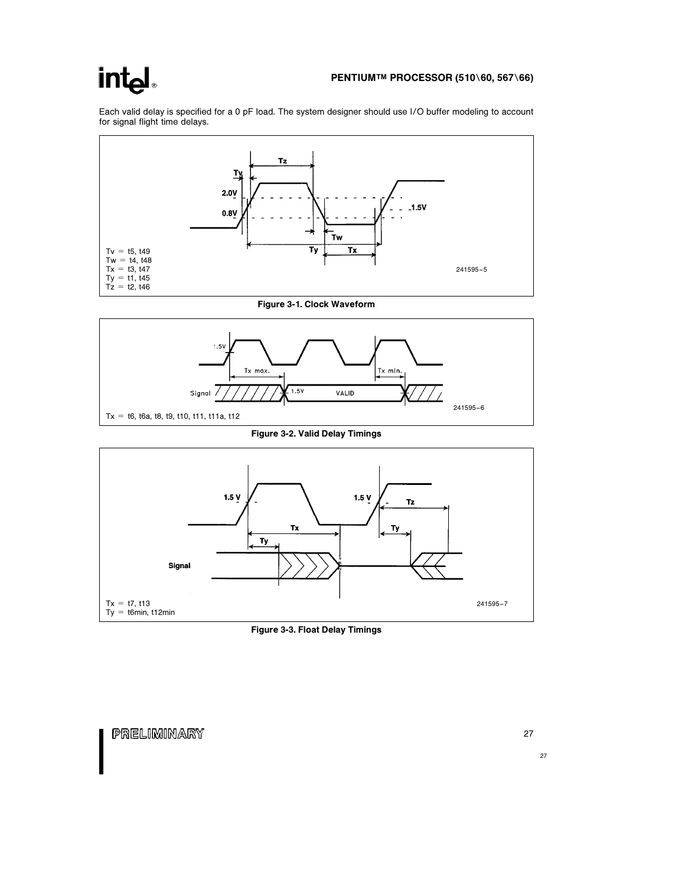Each valid delay is specified for a 0 pF load. The system designer should use I/O buffer modeling to account for signal flight time delays.

Tv = t5, t49
Tw = t4, t48
Tx = t3, t47
Ty = t1, t45
Tz = t2, t46

241595–5

**Figure 3-1. Clock Waveform**

Tx = t6, t6a, t8, t9, t10, t11, t11a, t12

241595–6

**Figure 3-2. Valid Delay Timings**

Tx = t7, t13
Ty = t6min, t12min

241595–7

**Figure 3-3. Float Delay Timings**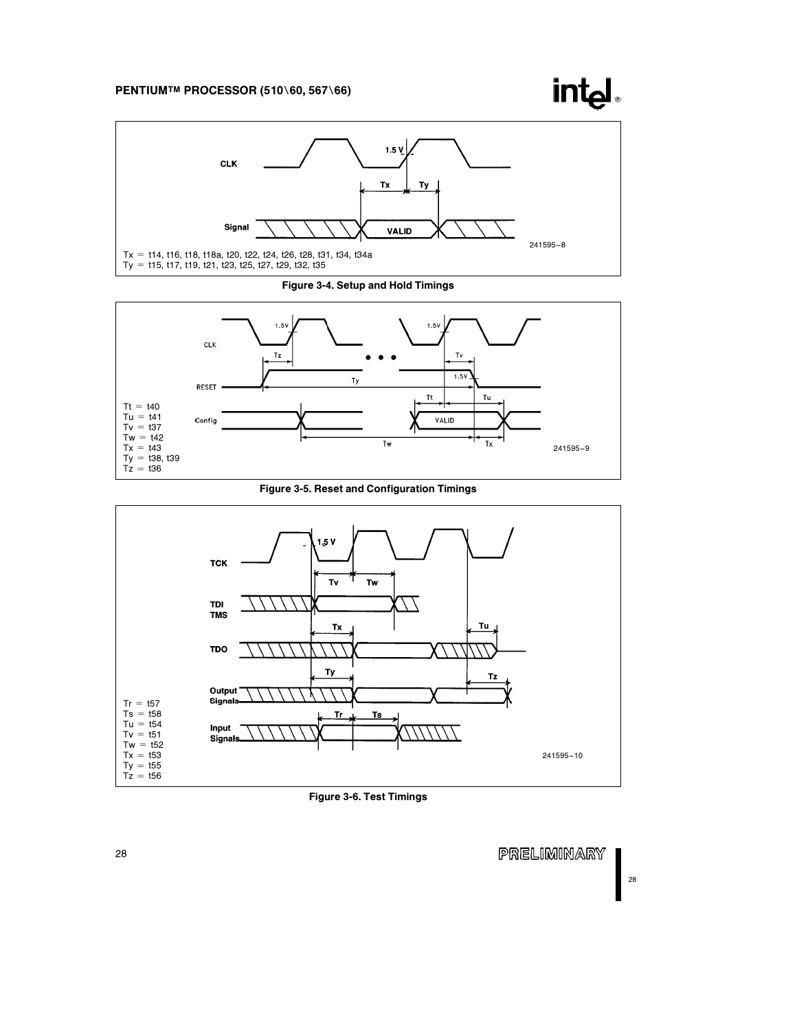Tx = t14, t16, t18, t18a, t20, t22, t24, t26, t28, t31, t34, t34a
Ty = t15, t17, t19, t21, t23, t25, t27, t29, t32, t35

**Figure 3-4. Setup and Hold Timings**

Tt = t40
Tu = t41
Tv = t37
Tw = t42
Tx = t43
Ty = t38, t39
Tz = t36

**Figure 3-5. Reset and Configuration Timings**

Tr = t57
Ts = t58
Tu = t54
Tv = t51
Tw = t52
Tx = t53
Ty = t55
Tz = t56

**Figure 3-6. Test Timings**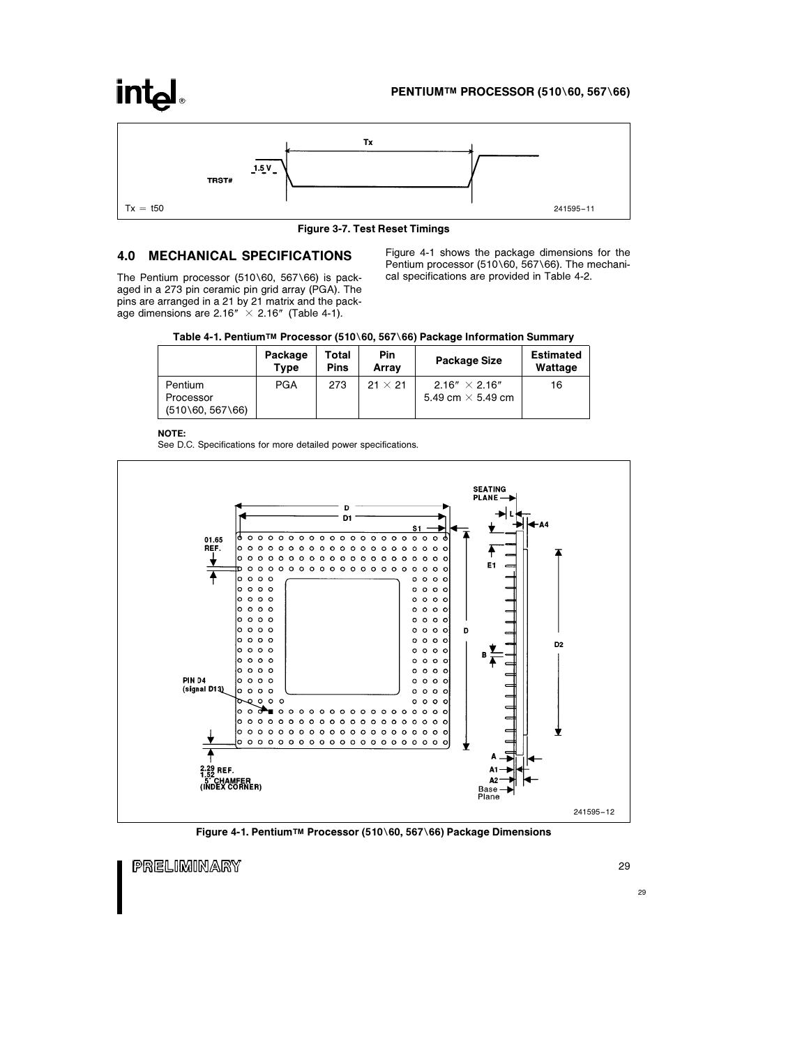Tx = t50

241595–11

**Figure 3-7. Test Reset Timings**

## 4.0 MECHANICAL SPECIFICATIONS

The Pentium processor (510\60, 567\66) is packaged in a 273 pin ceramic pin grid array (PGA). The pins are arranged in a 21 by 21 matrix and the package dimensions are 2.16″ × 2.16″ (Table 4-1).

Figure 4-1 shows the package dimensions for the Pentium processor (510\60, 567\66). The mechanical specifications are provided in Table 4-2.

**Table 4-1. Pentium™ Processor (510\60, 567\66) Package Information Summary**

| | Package Type | Total Pins | Pin Array | Package Size | Estimated Wattage |
|---|---|---|---|---|---|
| Pentium Processor (510\60, 567\66) | PGA | 273 | 21 × 21 | 2.16″ × 2.16″<br>5.49 cm × 5.49 cm | 16 |

**NOTE:**
See D.C. Specifications for more detailed power specifications.

241595–12

**Figure 4-1. Pentium™ Processor (510\60, 567\66) Package Dimensions**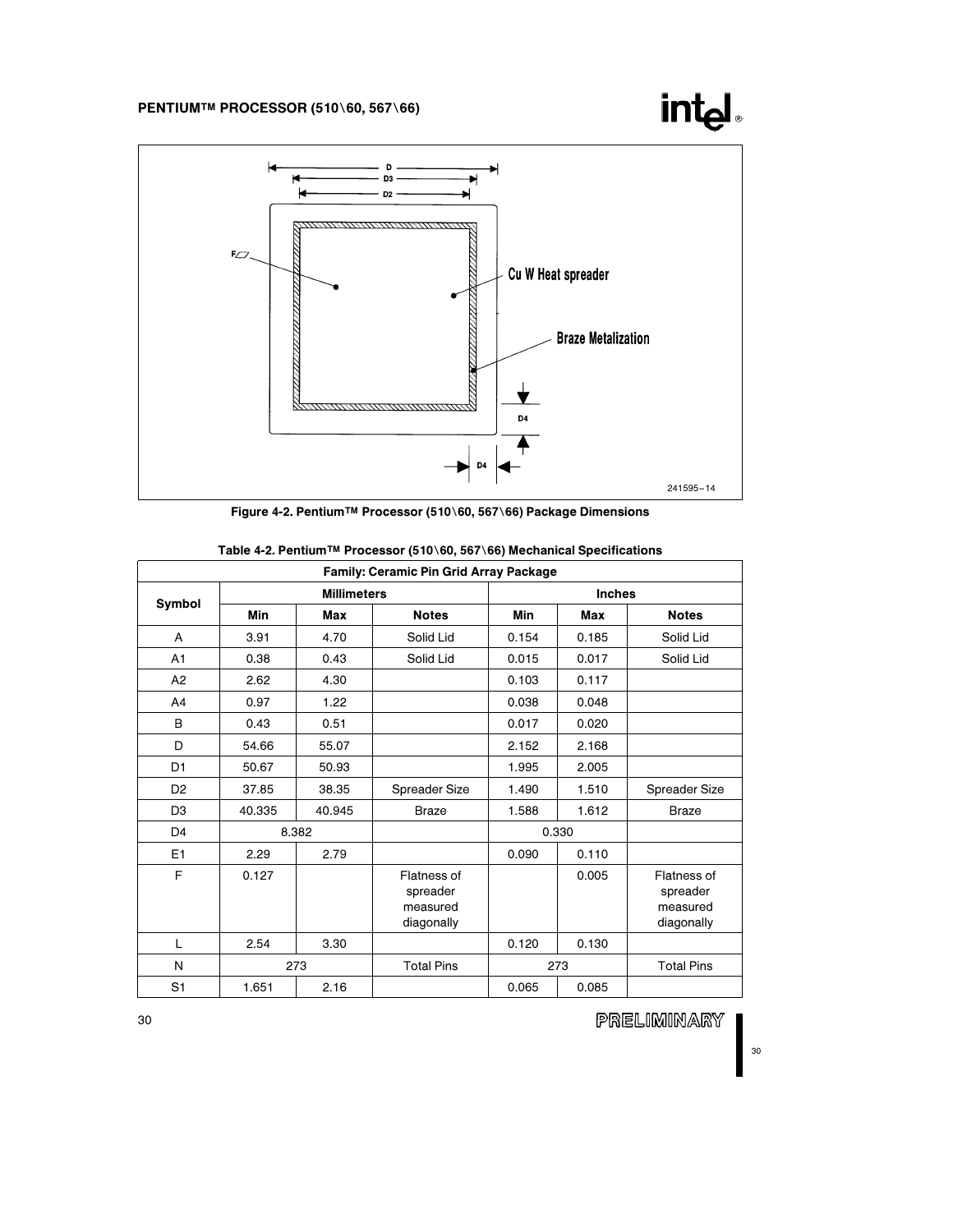Figure 4-2. Pentium™ Processor (510\60, 567\66) Package Dimensions

Table 4-2. Pentium™ Processor (510\60, 567\66) Mechanical Specifications

| Family: Ceramic Pin Grid Array Package | | | | | | |
|---|---|---|---|---|---|---|
| Symbol | Millimeters | | | Inches | | |
| | Min | Max | Notes | Min | Max | Notes |
| A | 3.91 | 4.70 | Solid Lid | 0.154 | 0.185 | Solid Lid |
| A1 | 0.38 | 0.43 | Solid Lid | 0.015 | 0.017 | Solid Lid |
| A2 | 2.62 | 4.30 | | 0.103 | 0.117 | |
| A4 | 0.97 | 1.22 | | 0.038 | 0.048 | |
| B | 0.43 | 0.51 | | 0.017 | 0.020 | |
| D | 54.66 | 55.07 | | 2.152 | 2.168 | |
| D1 | 50.67 | 50.93 | | 1.995 | 2.005 | |
| D2 | 37.85 | 38.35 | Spreader Size | 1.490 | 1.510 | Spreader Size |
| D3 | 40.335 | 40.945 | Braze | 1.588 | 1.612 | Braze |
| D4 | 8.382 | | | 0.330 | | |
| E1 | 2.29 | 2.79 | | 0.090 | 0.110 | |
| F | 0.127 | | Flatness of spreader measured diagonally | | 0.005 | Flatness of spreader measured diagonally |
| L | 2.54 | 3.30 | | 0.120 | 0.130 | |
| N | 273 | | Total Pins | 273 | | Total Pins |
| S1 | 1.651 | 2.16 | | 0.065 | 0.085 | |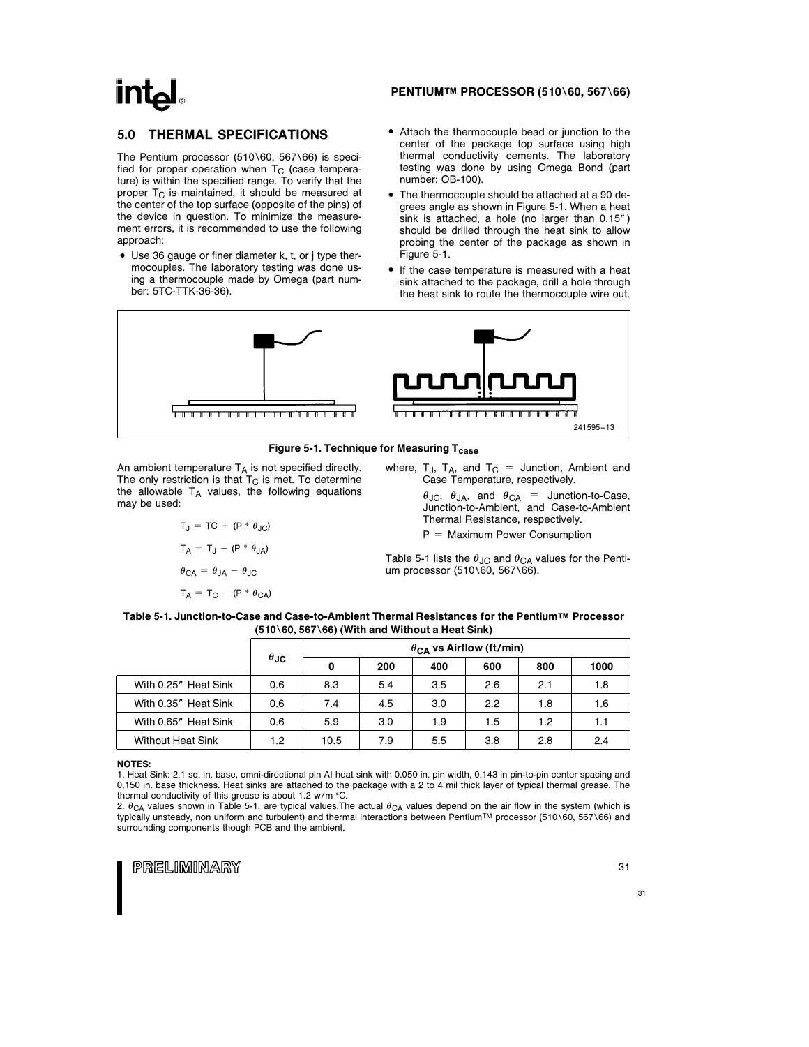## 5.0 THERMAL SPECIFICATIONS

The Pentium processor (510\60, 567\66) is specified for proper operation when $T_C$ (case temperature) is within the specified range. To verify that the proper $T_C$ is maintained, it should be measured at the center of the top surface (opposite of the pins) of the device in question. To minimize the measurement errors, it is recommended to use the following approach:

- Use 36 gauge or finer diameter k, t, or j type thermocouples. The laboratory testing was done using a thermocouple made by Omega (part number: 5TC-TTK-36-36).
- Attach the thermocouple bead or junction to the center of the package top surface using high thermal conductivity cements. The laboratory testing was done by using Omega Bond (part number: OB-100).
- The thermocouple should be attached at a 90 degrees angle as shown in Figure 5-1. When a heat sink is attached, a hole (no larger than 0.15″) should be drilled through the heat sink to allow probing the center of the package as shown in Figure 5-1.
- If the case temperature is measured with a heat sink attached to the package, drill a hole through the heat sink to route the thermocouple wire out.

241595–13

**Figure 5-1. Technique for Measuring $T_{case}$**

An ambient temperature $T_A$ is not specified directly. The only restriction is that $T_C$ is met. To determine the allowable $T_A$ values, the following equations may be used:

$$T_J = TC + (P * \theta_{JC})$$

$$T_A = T_J - (P * \theta_{JA})$$

$$\theta_{CA} = \theta_{JA} - \theta_{JC}$$

$$T_A = T_C - (P * \theta_{CA})$$

where, $T_J$, $T_A$, and $T_C$ = Junction, Ambient and Case Temperature, respectively.

$\theta_{JC}$, $\theta_{JA}$, and $\theta_{CA}$ = Junction-to-Case, Junction-to-Ambient, and Case-to-Ambient Thermal Resistance, respectively.

P = Maximum Power Consumption

Table 5-1 lists the $\theta_{JC}$ and $\theta_{CA}$ values for the Pentium processor (510\60, 567\66).

**Table 5-1. Junction-to-Case and Case-to-Ambient Thermal Resistances for the Pentium™ Processor (510\60, 567\66) (With and Without a Heat Sink)**

| | $\theta_{JC}$ | $\theta_{CA}$ vs Airflow (ft/min) | | | | | |
|---|---|---|---|---|---|---|---|
| | | 0 | 200 | 400 | 600 | 800 | 1000 |
| With 0.25″ Heat Sink | 0.6 | 8.3 | 5.4 | 3.5 | 2.6 | 2.1 | 1.8 |
| With 0.35″ Heat Sink | 0.6 | 7.4 | 4.5 | 3.0 | 2.2 | 1.8 | 1.6 |
| With 0.65″ Heat Sink | 0.6 | 5.9 | 3.0 | 1.9 | 1.5 | 1.2 | 1.1 |
| Without Heat Sink | 1.2 | 10.5 | 7.9 | 5.5 | 3.8 | 2.8 | 2.4 |

**NOTES:**

1. Heat Sink: 2.1 sq. in. base, omni-directional pin Al heat sink with 0.050 in. pin width, 0.143 in pin-to-pin center spacing and 0.150 in. base thickness. Heat sinks are attached to the package with a 2 to 4 mil thick layer of typical thermal grease. The thermal conductivity of this grease is about 1.2 w/m °C.
2. $\theta_{CA}$ values shown in Table 5-1. are typical values.The actual $\theta_{CA}$ values depend on the air flow in the system (which is typically unsteady, non uniform and turbulent) and thermal interactions between Pentium™ processor (510\60, 567\66) and surrounding components though PCB and the ambient.

PRELIMINARY